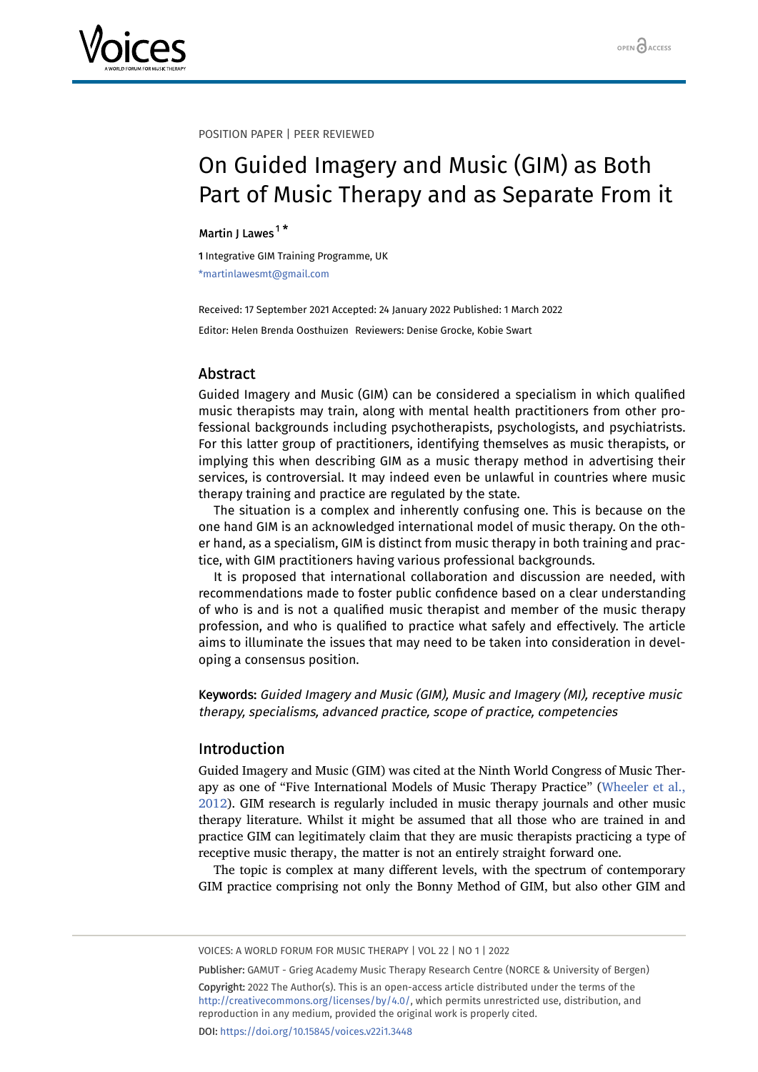POSITION PAPER | PEER REVIEWED

# On Guided Imagery and Music (GIM) as Both Part of Music Therapy and as Separate From it

Martin J Lawes [1*]

[1] Integrative GIM Training Programme, UK

*martinlawesmt@gmail.com

Received: 17 September 2021 Accepted: 24 January 2022 Published: 1 March 2022

Editor: Helen Brenda Oosthuizen Reviewers: Denise Grocke, Kobie Swart

## Abstract

Guided Imagery and Music (GIM) can be considered a specialism in which qualified music therapists may train, along with mental health practitioners from other professional backgrounds including psychotherapists, psychologists, and psychiatrists. For this latter group of practitioners, identifying themselves as music therapists, or implying this when describing GIM as a music therapy method in advertising their services, is controversial. It may indeed even be unlawful in countries where music therapy training and practice are regulated by the state.

The situation is a complex and inherently confusing one. This is because on the one hand GIM is an acknowledged international model of music therapy. On the other hand, as a specialism, GIM is distinct from music therapy in both training and practice, with GIM practitioners having various professional backgrounds.

It is proposed that international collaboration and discussion are needed, with recommendations made to foster public confidence based on a clear understanding of who is and is not a qualified music therapist and member of the music therapy profession, and who is qualified to practice what safely and effectively. The article aims to illuminate the issues that may need to be taken into consideration in developing a consensus position.

**Keywords:** *Guided Imagery and Music (GIM), Music and Imagery (MI), receptive music therapy, specialisms, advanced practice, scope of practice, competencies*

## Introduction

Guided Imagery and Music (GIM) was cited at the Ninth World Congress of Music Therapy as one of "Five International Models of Music Therapy Practice" (Wheeler et al., 2012). GIM research is regularly included in music therapy journals and other music therapy literature. Whilst it might be assumed that all those who are trained in and practice GIM can legitimately claim that they are music therapists practicing a type of receptive music therapy, the matter is not an entirely straight forward one.

The topic is complex at many different levels, with the spectrum of contemporary GIM practice comprising not only the Bonny Method of GIM, but also other GIM and

Publisher: GAMUT - Grieg Academy Music Therapy Research Centre (NORCE & University of Bergen)

Copyright: 2022 The Author(s). This is an open-access article distributed under the terms of the http://creativecommons.org/licenses/by/4.0/, which permits unrestricted use, distribution, and reproduction in any medium, provided the original work is properly cited.

DOI: https://doi.org/10.15845/voices.v22i1.3448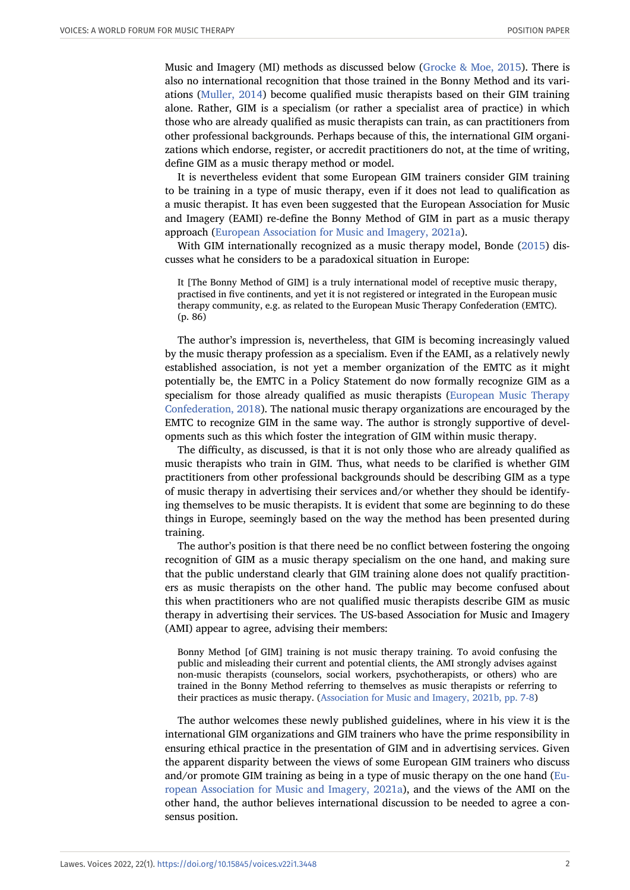Music and Imagery (MI) methods as discussed below (Grocke & Moe, 2015). There is also no international recognition that those trained in the Bonny Method and its variations (Muller, 2014) become qualified music therapists based on their GIM training alone. Rather, GIM is a specialism (or rather a specialist area of practice) in which those who are already qualified as music therapists can train, as can practitioners from other professional backgrounds. Perhaps because of this, the international GIM organizations which endorse, register, or accredit practitioners do not, at the time of writing, define GIM as a music therapy method or model.

It is nevertheless evident that some European GIM trainers consider GIM training to be training in a type of music therapy, even if it does not lead to qualification as a music therapist. It has even been suggested that the European Association for Music and Imagery (EAMI) re-define the Bonny Method of GIM in part as a music therapy approach (European Association for Music and Imagery, 2021a).

With GIM internationally recognized as a music therapy model, Bonde (2015) discusses what he considers to be a paradoxical situation in Europe:

> It [The Bonny Method of GIM] is a truly international model of receptive music therapy, practised in five continents, and yet it is not registered or integrated in the European music therapy community, e.g. as related to the European Music Therapy Confederation (EMTC). (p. 86)

The author's impression is, nevertheless, that GIM is becoming increasingly valued by the music therapy profession as a specialism. Even if the EAMI, as a relatively newly established association, is not yet a member organization of the EMTC as it might potentially be, the EMTC in a Policy Statement do now formally recognize GIM as a specialism for those already qualified as music therapists (European Music Therapy Confederation, 2018). The national music therapy organizations are encouraged by the EMTC to recognize GIM in the same way. The author is strongly supportive of developments such as this which foster the integration of GIM within music therapy.

The difficulty, as discussed, is that it is not only those who are already qualified as music therapists who train in GIM. Thus, what needs to be clarified is whether GIM practitioners from other professional backgrounds should be describing GIM as a type of music therapy in advertising their services and/or whether they should be identifying themselves to be music therapists. It is evident that some are beginning to do these things in Europe, seemingly based on the way the method has been presented during training.

The author's position is that there need be no conflict between fostering the ongoing recognition of GIM as a music therapy specialism on the one hand, and making sure that the public understand clearly that GIM training alone does not qualify practitioners as music therapists on the other hand. The public may become confused about this when practitioners who are not qualified music therapists describe GIM as music therapy in advertising their services. The US-based Association for Music and Imagery (AMI) appear to agree, advising their members:

> Bonny Method [of GIM] training is not music therapy training. To avoid confusing the public and misleading their current and potential clients, the AMI strongly advises against non-music therapists (counselors, social workers, psychotherapists, or others) who are trained in the Bonny Method referring to themselves as music therapists or referring to their practices as music therapy. (Association for Music and Imagery, 2021b, pp. 7-8)

The author welcomes these newly published guidelines, where in his view it is the international GIM organizations and GIM trainers who have the prime responsibility in ensuring ethical practice in the presentation of GIM and in advertising services. Given the apparent disparity between the views of some European GIM trainers who discuss and/or promote GIM training as being in a type of music therapy on the one hand (European Association for Music and Imagery, 2021a), and the views of the AMI on the other hand, the author believes international discussion to be needed to agree a consensus position.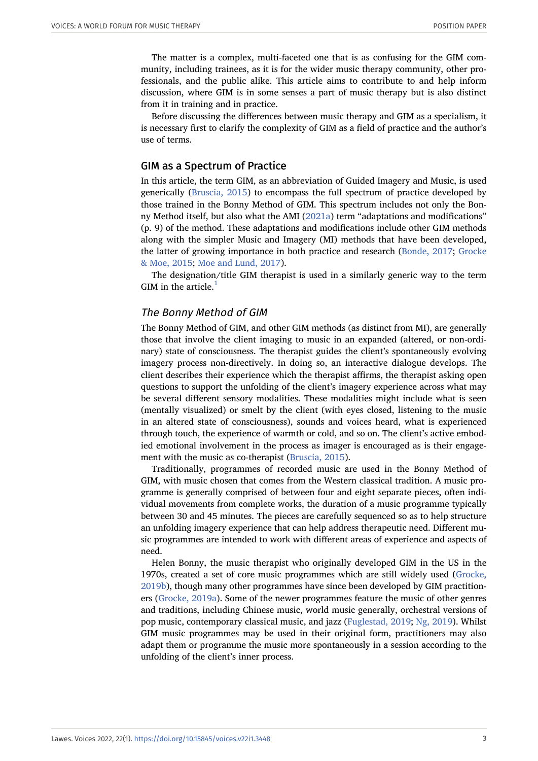The matter is a complex, multi-faceted one that is as confusing for the GIM community, including trainees, as it is for the wider music therapy community, other professionals, and the public alike. This article aims to contribute to and help inform discussion, where GIM is in some senses a part of music therapy but is also distinct from it in training and in practice.

Before discussing the differences between music therapy and GIM as a specialism, it is necessary first to clarify the complexity of GIM as a field of practice and the author's use of terms.

## GIM as a Spectrum of Practice

In this article, the term GIM, as an abbreviation of Guided Imagery and Music, is used generically (Bruscia, 2015) to encompass the full spectrum of practice developed by those trained in the Bonny Method of GIM. This spectrum includes not only the Bonny Method itself, but also what the AMI (2021a) term "adaptations and modifications" (p. 9) of the method. These adaptations and modifications include other GIM methods along with the simpler Music and Imagery (MI) methods that have been developed, the latter of growing importance in both practice and research (Bonde, 2017; Grocke & Moe, 2015; Moe and Lund, 2017).

The designation/title GIM therapist is used in a similarly generic way to the term GIM in the article.[1]

### *The Bonny Method of GIM*

The Bonny Method of GIM, and other GIM methods (as distinct from MI), are generally those that involve the client imaging to music in an expanded (altered, or non-ordinary) state of consciousness. The therapist guides the client's spontaneously evolving imagery process non-directively. In doing so, an interactive dialogue develops. The client describes their experience which the therapist affirms, the therapist asking open questions to support the unfolding of the client's imagery experience across what may be several different sensory modalities. These modalities might include what is seen (mentally visualized) or smelt by the client (with eyes closed, listening to the music in an altered state of consciousness), sounds and voices heard, what is experienced through touch, the experience of warmth or cold, and so on. The client's active embodied emotional involvement in the process as imager is encouraged as is their engagement with the music as co-therapist (Bruscia, 2015).

Traditionally, programmes of recorded music are used in the Bonny Method of GIM, with music chosen that comes from the Western classical tradition. A music programme is generally comprised of between four and eight separate pieces, often individual movements from complete works, the duration of a music programme typically between 30 and 45 minutes. The pieces are carefully sequenced so as to help structure an unfolding imagery experience that can help address therapeutic need. Different music programmes are intended to work with different areas of experience and aspects of need.

Helen Bonny, the music therapist who originally developed GIM in the US in the 1970s, created a set of core music programmes which are still widely used (Grocke, 2019b), though many other programmes have since been developed by GIM practitioners (Grocke, 2019a). Some of the newer programmes feature the music of other genres and traditions, including Chinese music, world music generally, orchestral versions of pop music, contemporary classical music, and jazz (Fuglestad, 2019; Ng, 2019). Whilst GIM music programmes may be used in their original form, practitioners may also adapt them or programme the music more spontaneously in a session according to the unfolding of the client's inner process.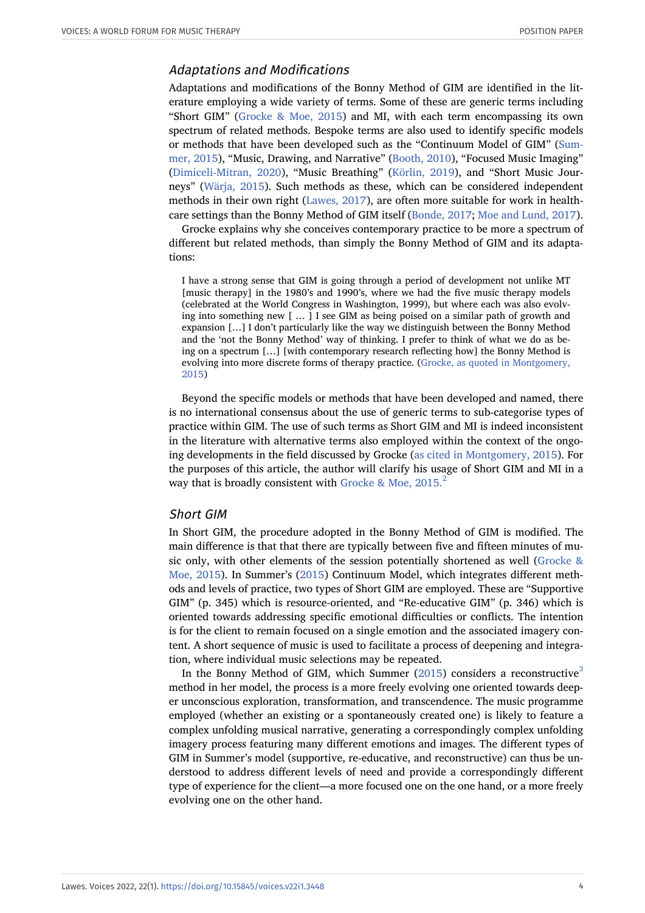### Adaptations and Modifications

Adaptations and modifications of the Bonny Method of GIM are identified in the literature employing a wide variety of terms. Some of these are generic terms including "Short GIM" (Grocke & Moe, 2015) and MI, with each term encompassing its own spectrum of related methods. Bespoke terms are also used to identify specific models or methods that have been developed such as the "Continuum Model of GIM" (Summer, 2015), "Music, Drawing, and Narrative" (Booth, 2010), "Focused Music Imaging" (Dimiceli-Mitran, 2020), "Music Breathing" (Körlin, 2019), and "Short Music Journeys" (Wärja, 2015). Such methods as these, which can be considered independent methods in their own right (Lawes, 2017), are often more suitable for work in healthcare settings than the Bonny Method of GIM itself (Bonde, 2017; Moe and Lund, 2017).

Grocke explains why she conceives contemporary practice to be more a spectrum of different but related methods, than simply the Bonny Method of GIM and its adaptations:

> I have a strong sense that GIM is going through a period of development not unlike MT [music therapy] in the 1980's and 1990's, where we had the five music therapy models (celebrated at the World Congress in Washington, 1999), but where each was also evolving into something new [ … ] I see GIM as being poised on a similar path of growth and expansion […] I don't particularly like the way we distinguish between the Bonny Method and the 'not the Bonny Method' way of thinking. I prefer to think of what we do as being on a spectrum […] [with contemporary research reflecting how] the Bonny Method is evolving into more discrete forms of therapy practice. (Grocke, as quoted in Montgomery, 2015)

Beyond the specific models or methods that have been developed and named, there is no international consensus about the use of generic terms to sub-categorise types of practice within GIM. The use of such terms as Short GIM and MI is indeed inconsistent in the literature with alternative terms also employed within the context of the ongoing developments in the field discussed by Grocke (as cited in Montgomery, 2015). For the purposes of this article, the author will clarify his usage of Short GIM and MI in a way that is broadly consistent with Grocke & Moe, 2015.[2]

### Short GIM

In Short GIM, the procedure adopted in the Bonny Method of GIM is modified. The main difference is that that there are typically between five and fifteen minutes of music only, with other elements of the session potentially shortened as well (Grocke & Moe, 2015). In Summer's (2015) Continuum Model, which integrates different methods and levels of practice, two types of Short GIM are employed. These are "Supportive GIM" (p. 345) which is resource-oriented, and "Re-educative GIM" (p. 346) which is oriented towards addressing specific emotional difficulties or conflicts. The intention is for the client to remain focused on a single emotion and the associated imagery content. A short sequence of music is used to facilitate a process of deepening and integration, where individual music selections may be repeated.

In the Bonny Method of GIM, which Summer (2015) considers a reconstructive[3] method in her model, the process is a more freely evolving one oriented towards deeper unconscious exploration, transformation, and transcendence. The music programme employed (whether an existing or a spontaneously created one) is likely to feature a complex unfolding musical narrative, generating a correspondingly complex unfolding imagery process featuring many different emotions and images. The different types of GIM in Summer's model (supportive, re-educative, and reconstructive) can thus be understood to address different levels of need and provide a correspondingly different type of experience for the client—a more focused one on the one hand, or a more freely evolving one on the other hand.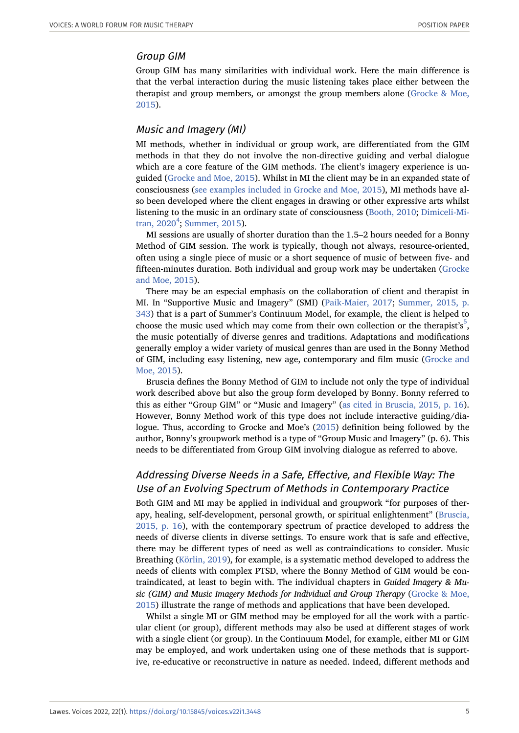### Group GIM

Group GIM has many similarities with individual work. Here the main difference is that the verbal interaction during the music listening takes place either between the therapist and group members, or amongst the group members alone (Grocke & Moe, 2015).

### Music and Imagery (MI)

MI methods, whether in individual or group work, are differentiated from the GIM methods in that they do not involve the non-directive guiding and verbal dialogue which are a core feature of the GIM methods. The client's imagery experience is unguided (Grocke and Moe, 2015). Whilst in MI the client may be in an expanded state of consciousness (see examples included in Grocke and Moe, 2015), MI methods have also been developed where the client engages in drawing or other expressive arts whilst listening to the music in an ordinary state of consciousness (Booth, 2010; Dimiceli-Mitran, 2020[4]; Summer, 2015).

MI sessions are usually of shorter duration than the 1.5–2 hours needed for a Bonny Method of GIM session. The work is typically, though not always, resource-oriented, often using a single piece of music or a short sequence of music of between five- and fifteen-minutes duration. Both individual and group work may be undertaken (Grocke and Moe, 2015).

There may be an especial emphasis on the collaboration of client and therapist in MI. In "Supportive Music and Imagery" (SMI) (Paik-Maier, 2017; Summer, 2015, p. 343) that is a part of Summer's Continuum Model, for example, the client is helped to choose the music used which may come from their own collection or the therapist's[5], the music potentially of diverse genres and traditions. Adaptations and modifications generally employ a wider variety of musical genres than are used in the Bonny Method of GIM, including easy listening, new age, contemporary and film music (Grocke and Moe, 2015).

Bruscia defines the Bonny Method of GIM to include not only the type of individual work described above but also the group form developed by Bonny. Bonny referred to this as either "Group GIM" or "Music and Imagery" (as cited in Bruscia, 2015, p. 16). However, Bonny Method work of this type does not include interactive guiding/dialogue. Thus, according to Grocke and Moe's (2015) definition being followed by the author, Bonny's groupwork method is a type of "Group Music and Imagery" (p. 6). This needs to be differentiated from Group GIM involving dialogue as referred to above.

### Addressing Diverse Needs in a Safe, Effective, and Flexible Way: The Use of an Evolving Spectrum of Methods in Contemporary Practice

Both GIM and MI may be applied in individual and groupwork "for purposes of therapy, healing, self-development, personal growth, or spiritual enlightenment" (Bruscia, 2015, p. 16), with the contemporary spectrum of practice developed to address the needs of diverse clients in diverse settings. To ensure work that is safe and effective, there may be different types of need as well as contraindications to consider. Music Breathing (Körlin, 2019), for example, is a systematic method developed to address the needs of clients with complex PTSD, where the Bonny Method of GIM would be contraindicated, at least to begin with. The individual chapters in *Guided Imagery & Music (GIM) and Music Imagery Methods for Individual and Group Therapy* (Grocke & Moe, 2015) illustrate the range of methods and applications that have been developed.

Whilst a single MI or GIM method may be employed for all the work with a particular client (or group), different methods may also be used at different stages of work with a single client (or group). In the Continuum Model, for example, either MI or GIM may be employed, and work undertaken using one of these methods that is supportive, re-educative or reconstructive in nature as needed. Indeed, different methods and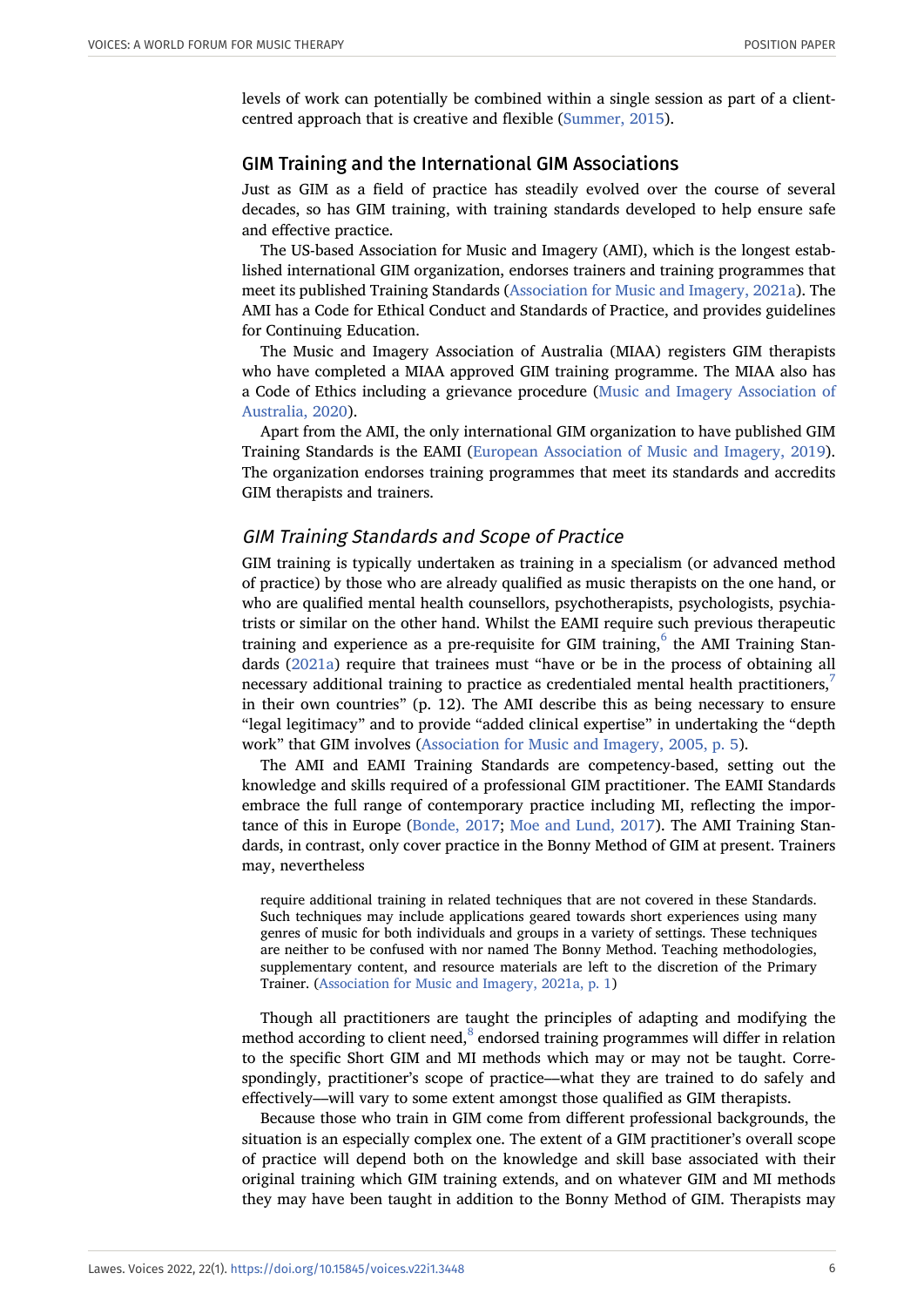levels of work can potentially be combined within a single session as part of a client-centred approach that is creative and flexible (Summer, 2015).

## GIM Training and the International GIM Associations

Just as GIM as a field of practice has steadily evolved over the course of several decades, so has GIM training, with training standards developed to help ensure safe and effective practice.

The US-based Association for Music and Imagery (AMI), which is the longest established international GIM organization, endorses trainers and training programmes that meet its published Training Standards (Association for Music and Imagery, 2021a). The AMI has a Code for Ethical Conduct and Standards of Practice, and provides guidelines for Continuing Education.

The Music and Imagery Association of Australia (MIAA) registers GIM therapists who have completed a MIAA approved GIM training programme. The MIAA also has a Code of Ethics including a grievance procedure (Music and Imagery Association of Australia, 2020).

Apart from the AMI, the only international GIM organization to have published GIM Training Standards is the EAMI (European Association of Music and Imagery, 2019). The organization endorses training programmes that meet its standards and accredits GIM therapists and trainers.

### *GIM Training Standards and Scope of Practice*

GIM training is typically undertaken as training in a specialism (or advanced method of practice) by those who are already qualified as music therapists on the one hand, or who are qualified mental health counsellors, psychotherapists, psychologists, psychiatrists or similar on the other hand. Whilst the EAMI require such previous therapeutic training and experience as a pre-requisite for GIM training,[6] the AMI Training Standards (2021a) require that trainees must "have or be in the process of obtaining all necessary additional training to practice as credentialed mental health practitioners,[7] in their own countries" (p. 12). The AMI describe this as being necessary to ensure "legal legitimacy" and to provide "added clinical expertise" in undertaking the "depth work" that GIM involves (Association for Music and Imagery, 2005, p. 5).

The AMI and EAMI Training Standards are competency-based, setting out the knowledge and skills required of a professional GIM practitioner. The EAMI Standards embrace the full range of contemporary practice including MI, reflecting the importance of this in Europe (Bonde, 2017; Moe and Lund, 2017). The AMI Training Standards, in contrast, only cover practice in the Bonny Method of GIM at present. Trainers may, nevertheless

> require additional training in related techniques that are not covered in these Standards. Such techniques may include applications geared towards short experiences using many genres of music for both individuals and groups in a variety of settings. These techniques are neither to be confused with nor named The Bonny Method. Teaching methodologies, supplementary content, and resource materials are left to the discretion of the Primary Trainer. (Association for Music and Imagery, 2021a, p. 1)

Though all practitioners are taught the principles of adapting and modifying the method according to client need,[8] endorsed training programmes will differ in relation to the specific Short GIM and MI methods which may or may not be taught. Correspondingly, practitioner's scope of practice—what they are trained to do safely and effectively—will vary to some extent amongst those qualified as GIM therapists.

Because those who train in GIM come from different professional backgrounds, the situation is an especially complex one. The extent of a GIM practitioner's overall scope of practice will depend both on the knowledge and skill base associated with their original training which GIM training extends, and on whatever GIM and MI methods they may have been taught in addition to the Bonny Method of GIM. Therapists may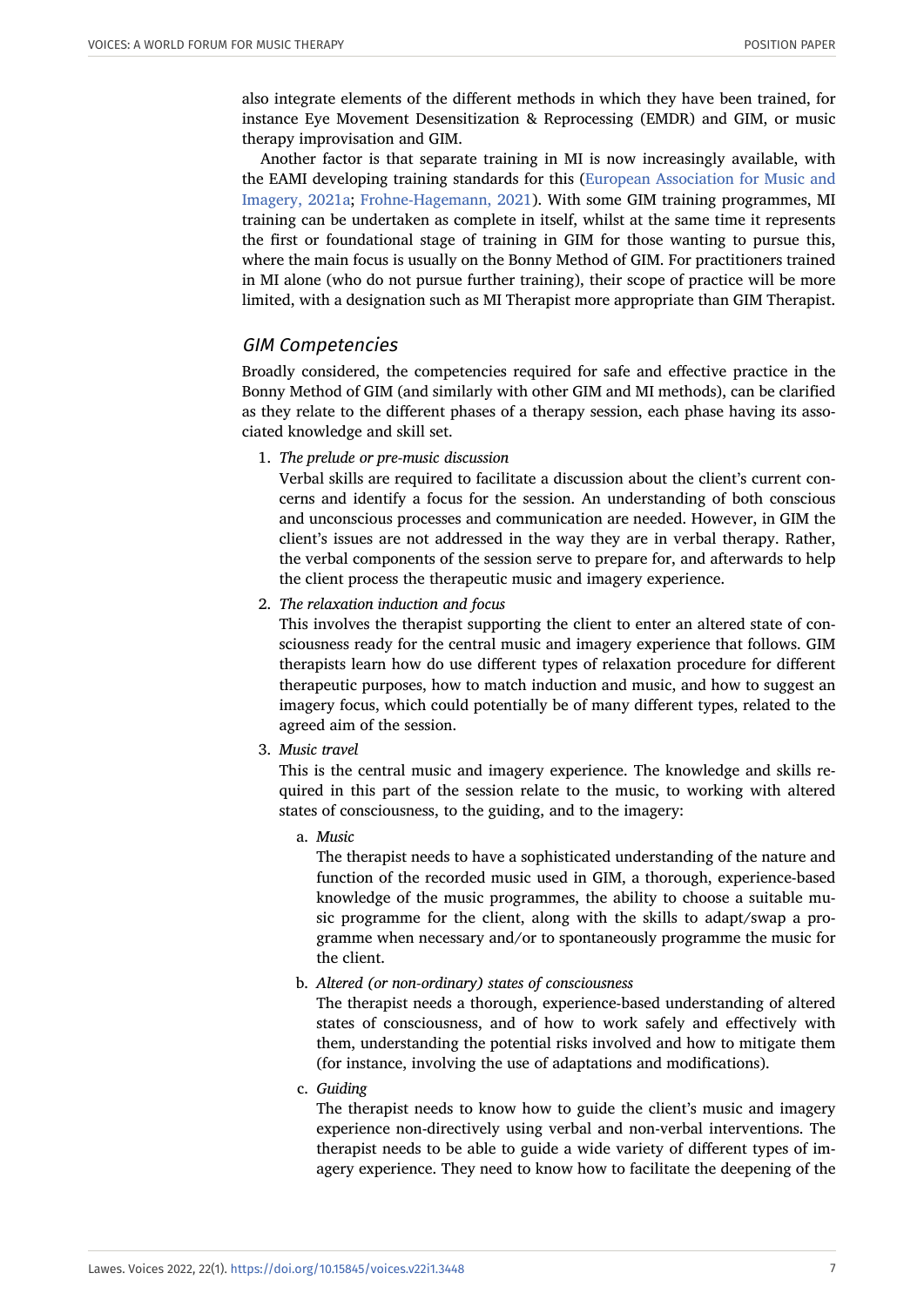also integrate elements of the different methods in which they have been trained, for instance Eye Movement Desensitization & Reprocessing (EMDR) and GIM, or music therapy improvisation and GIM.

Another factor is that separate training in MI is now increasingly available, with the EAMI developing training standards for this (European Association for Music and Imagery, 2021a; Frohne-Hagemann, 2021). With some GIM training programmes, MI training can be undertaken as complete in itself, whilst at the same time it represents the first or foundational stage of training in GIM for those wanting to pursue this, where the main focus is usually on the Bonny Method of GIM. For practitioners trained in MI alone (who do not pursue further training), their scope of practice will be more limited, with a designation such as MI Therapist more appropriate than GIM Therapist.

### GIM Competencies

Broadly considered, the competencies required for safe and effective practice in the Bonny Method of GIM (and similarly with other GIM and MI methods), can be clarified as they relate to the different phases of a therapy session, each phase having its associated knowledge and skill set.

1. *The prelude or pre-music discussion*

   Verbal skills are required to facilitate a discussion about the client's current concerns and identify a focus for the session. An understanding of both conscious and unconscious processes and communication are needed. However, in GIM the client's issues are not addressed in the way they are in verbal therapy. Rather, the verbal components of the session serve to prepare for, and afterwards to help the client process the therapeutic music and imagery experience.

2. *The relaxation induction and focus*

   This involves the therapist supporting the client to enter an altered state of consciousness ready for the central music and imagery experience that follows. GIM therapists learn how do use different types of relaxation procedure for different therapeutic purposes, how to match induction and music, and how to suggest an imagery focus, which could potentially be of many different types, related to the agreed aim of the session.

3. *Music travel*

   This is the central music and imagery experience. The knowledge and skills required in this part of the session relate to the music, to working with altered states of consciousness, to the guiding, and to the imagery:

   a. *Music*

      The therapist needs to have a sophisticated understanding of the nature and function of the recorded music used in GIM, a thorough, experience-based knowledge of the music programmes, the ability to choose a suitable music programme for the client, along with the skills to adapt/swap a programme when necessary and/or to spontaneously programme the music for the client.

   b. *Altered (or non-ordinary) states of consciousness*

      The therapist needs a thorough, experience-based understanding of altered states of consciousness, and of how to work safely and effectively with them, understanding the potential risks involved and how to mitigate them (for instance, involving the use of adaptations and modifications).

   c. *Guiding*

      The therapist needs to know how to guide the client's music and imagery experience non-directively using verbal and non-verbal interventions. The therapist needs to be able to guide a wide variety of different types of imagery experience. They need to know how to facilitate the deepening of the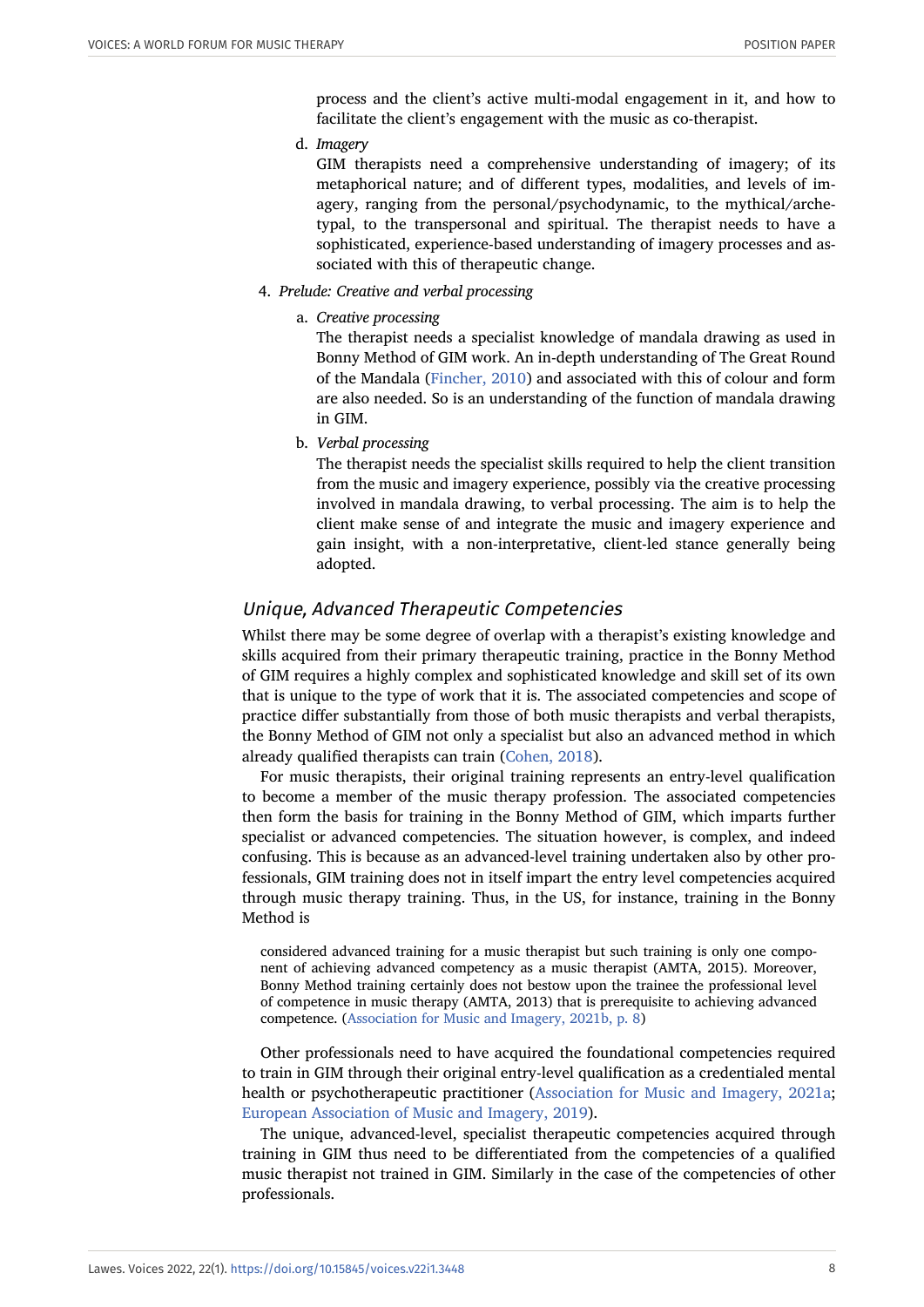process and the client's active multi-modal engagement in it, and how to facilitate the client's engagement with the music as co-therapist.

d. *Imagery*

   GIM therapists need a comprehensive understanding of imagery; of its metaphorical nature; and of different types, modalities, and levels of imagery, ranging from the personal/psychodynamic, to the mythical/archetypal, to the transpersonal and spiritual. The therapist needs to have a sophisticated, experience-based understanding of imagery processes and associated with this of therapeutic change.

4. *Prelude: Creative and verbal processing*

   a. *Creative processing*

      The therapist needs a specialist knowledge of mandala drawing as used in Bonny Method of GIM work. An in-depth understanding of The Great Round of the Mandala (Fincher, 2010) and associated with this of colour and form are also needed. So is an understanding of the function of mandala drawing in GIM.

   b. *Verbal processing*

      The therapist needs the specialist skills required to help the client transition from the music and imagery experience, possibly via the creative processing involved in mandala drawing, to verbal processing. The aim is to help the client make sense of and integrate the music and imagery experience and gain insight, with a non-interpretative, client-led stance generally being adopted.

### *Unique, Advanced Therapeutic Competencies*

Whilst there may be some degree of overlap with a therapist's existing knowledge and skills acquired from their primary therapeutic training, practice in the Bonny Method of GIM requires a highly complex and sophisticated knowledge and skill set of its own that is unique to the type of work that it is. The associated competencies and scope of practice differ substantially from those of both music therapists and verbal therapists, the Bonny Method of GIM not only a specialist but also an advanced method in which already qualified therapists can train (Cohen, 2018).

For music therapists, their original training represents an entry-level qualification to become a member of the music therapy profession. The associated competencies then form the basis for training in the Bonny Method of GIM, which imparts further specialist or advanced competencies. The situation however, is complex, and indeed confusing. This is because as an advanced-level training undertaken also by other professionals, GIM training does not in itself impart the entry level competencies acquired through music therapy training. Thus, in the US, for instance, training in the Bonny Method is

> considered advanced training for a music therapist but such training is only one component of achieving advanced competency as a music therapist (AMTA, 2015). Moreover, Bonny Method training certainly does not bestow upon the trainee the professional level of competence in music therapy (AMTA, 2013) that is prerequisite to achieving advanced competence. (Association for Music and Imagery, 2021b, p. 8)

Other professionals need to have acquired the foundational competencies required to train in GIM through their original entry-level qualification as a credentialed mental health or psychotherapeutic practitioner (Association for Music and Imagery, 2021a; European Association of Music and Imagery, 2019).

The unique, advanced-level, specialist therapeutic competencies acquired through training in GIM thus need to be differentiated from the competencies of a qualified music therapist not trained in GIM. Similarly in the case of the competencies of other professionals.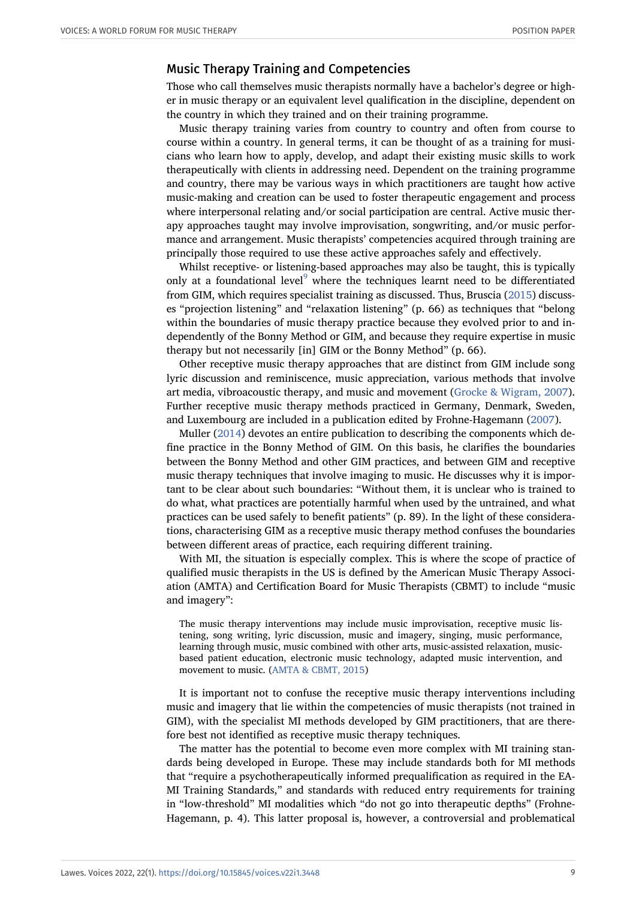## Music Therapy Training and Competencies

Those who call themselves music therapists normally have a bachelor's degree or higher in music therapy or an equivalent level qualification in the discipline, dependent on the country in which they trained and on their training programme.

Music therapy training varies from country to country and often from course to course within a country. In general terms, it can be thought of as a training for musicians who learn how to apply, develop, and adapt their existing music skills to work therapeutically with clients in addressing need. Dependent on the training programme and country, there may be various ways in which practitioners are taught how active music-making and creation can be used to foster therapeutic engagement and process where interpersonal relating and/or social participation are central. Active music therapy approaches taught may involve improvisation, songwriting, and/or music performance and arrangement. Music therapists' competencies acquired through training are principally those required to use these active approaches safely and effectively.

Whilst receptive- or listening-based approaches may also be taught, this is typically only at a foundational level[9] where the techniques learnt need to be differentiated from GIM, which requires specialist training as discussed. Thus, Bruscia (2015) discusses "projection listening" and "relaxation listening" (p. 66) as techniques that "belong within the boundaries of music therapy practice because they evolved prior to and independently of the Bonny Method or GIM, and because they require expertise in music therapy but not necessarily [in] GIM or the Bonny Method" (p. 66).

Other receptive music therapy approaches that are distinct from GIM include song lyric discussion and reminiscence, music appreciation, various methods that involve art media, vibroacoustic therapy, and music and movement (Grocke & Wigram, 2007). Further receptive music therapy methods practiced in Germany, Denmark, Sweden, and Luxembourg are included in a publication edited by Frohne-Hagemann (2007).

Muller (2014) devotes an entire publication to describing the components which define practice in the Bonny Method of GIM. On this basis, he clarifies the boundaries between the Bonny Method and other GIM practices, and between GIM and receptive music therapy techniques that involve imaging to music. He discusses why it is important to be clear about such boundaries: "Without them, it is unclear who is trained to do what, what practices are potentially harmful when used by the untrained, and what practices can be used safely to benefit patients" (p. 89). In the light of these considerations, characterising GIM as a receptive music therapy method confuses the boundaries between different areas of practice, each requiring different training.

With MI, the situation is especially complex. This is where the scope of practice of qualified music therapists in the US is defined by the American Music Therapy Association (AMTA) and Certification Board for Music Therapists (CBMT) to include "music and imagery":

> The music therapy interventions may include music improvisation, receptive music listening, song writing, lyric discussion, music and imagery, singing, music performance, learning through music, music combined with other arts, music-assisted relaxation, music-based patient education, electronic music technology, adapted music intervention, and movement to music. (AMTA & CBMT, 2015)

It is important not to confuse the receptive music therapy interventions including music and imagery that lie within the competencies of music therapists (not trained in GIM), with the specialist MI methods developed by GIM practitioners, that are therefore best not identified as receptive music therapy techniques.

The matter has the potential to become even more complex with MI training standards being developed in Europe. These may include standards both for MI methods that "require a psychotherapeutically informed prequalification as required in the EA-MI Training Standards," and standards with reduced entry requirements for training in "low-threshold" MI modalities which "do not go into therapeutic depths" (Frohne-Hagemann, p. 4). This latter proposal is, however, a controversial and problematical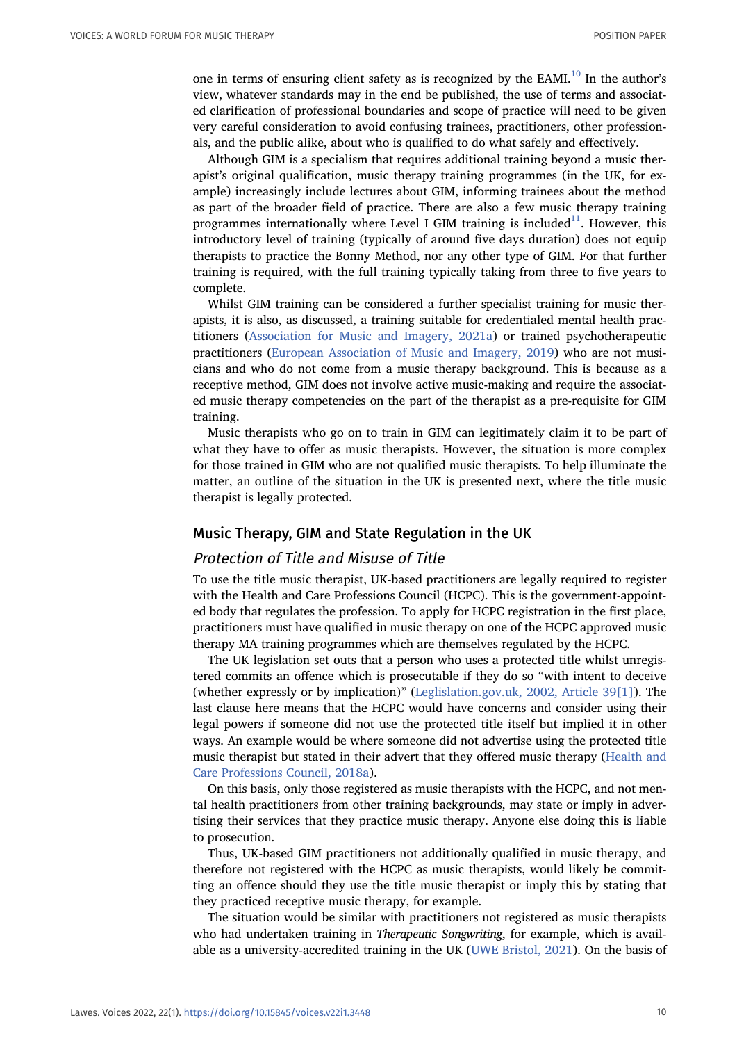one in terms of ensuring client safety as is recognized by the EAMI.[10] In the author's view, whatever standards may in the end be published, the use of terms and associated clarification of professional boundaries and scope of practice will need to be given very careful consideration to avoid confusing trainees, practitioners, other professionals, and the public alike, about who is qualified to do what safely and effectively.

Although GIM is a specialism that requires additional training beyond a music therapist's original qualification, music therapy training programmes (in the UK, for example) increasingly include lectures about GIM, informing trainees about the method as part of the broader field of practice. There are also a few music therapy training programmes internationally where Level I GIM training is included[11]. However, this introductory level of training (typically of around five days duration) does not equip therapists to practice the Bonny Method, nor any other type of GIM. For that further training is required, with the full training typically taking from three to five years to complete.

Whilst GIM training can be considered a further specialist training for music therapists, it is also, as discussed, a training suitable for credentialed mental health practitioners (Association for Music and Imagery, 2021a) or trained psychotherapeutic practitioners (European Association of Music and Imagery, 2019) who are not musicians and who do not come from a music therapy background. This is because as a receptive method, GIM does not involve active music-making and require the associated music therapy competencies on the part of the therapist as a pre-requisite for GIM training.

Music therapists who go on to train in GIM can legitimately claim it to be part of what they have to offer as music therapists. However, the situation is more complex for those trained in GIM who are not qualified music therapists. To help illuminate the matter, an outline of the situation in the UK is presented next, where the title music therapist is legally protected.

## Music Therapy, GIM and State Regulation in the UK

### *Protection of Title and Misuse of Title*

To use the title music therapist, UK-based practitioners are legally required to register with the Health and Care Professions Council (HCPC). This is the government-appointed body that regulates the profession. To apply for HCPC registration in the first place, practitioners must have qualified in music therapy on one of the HCPC approved music therapy MA training programmes which are themselves regulated by the HCPC.

The UK legislation set outs that a person who uses a protected title whilst unregistered commits an offence which is prosecutable if they do so "with intent to deceive (whether expressly or by implication)" (Leglislation.gov.uk, 2002, Article 39[1]). The last clause here means that the HCPC would have concerns and consider using their legal powers if someone did not use the protected title itself but implied it in other ways. An example would be where someone did not advertise using the protected title music therapist but stated in their advert that they offered music therapy (Health and Care Professions Council, 2018a).

On this basis, only those registered as music therapists with the HCPC, and not mental health practitioners from other training backgrounds, may state or imply in advertising their services that they practice music therapy. Anyone else doing this is liable to prosecution.

Thus, UK-based GIM practitioners not additionally qualified in music therapy, and therefore not registered with the HCPC as music therapists, would likely be committing an offence should they use the title music therapist or imply this by stating that they practiced receptive music therapy, for example.

The situation would be similar with practitioners not registered as music therapists who had undertaken training in *Therapeutic Songwriting*, for example, which is available as a university-accredited training in the UK (UWE Bristol, 2021). On the basis of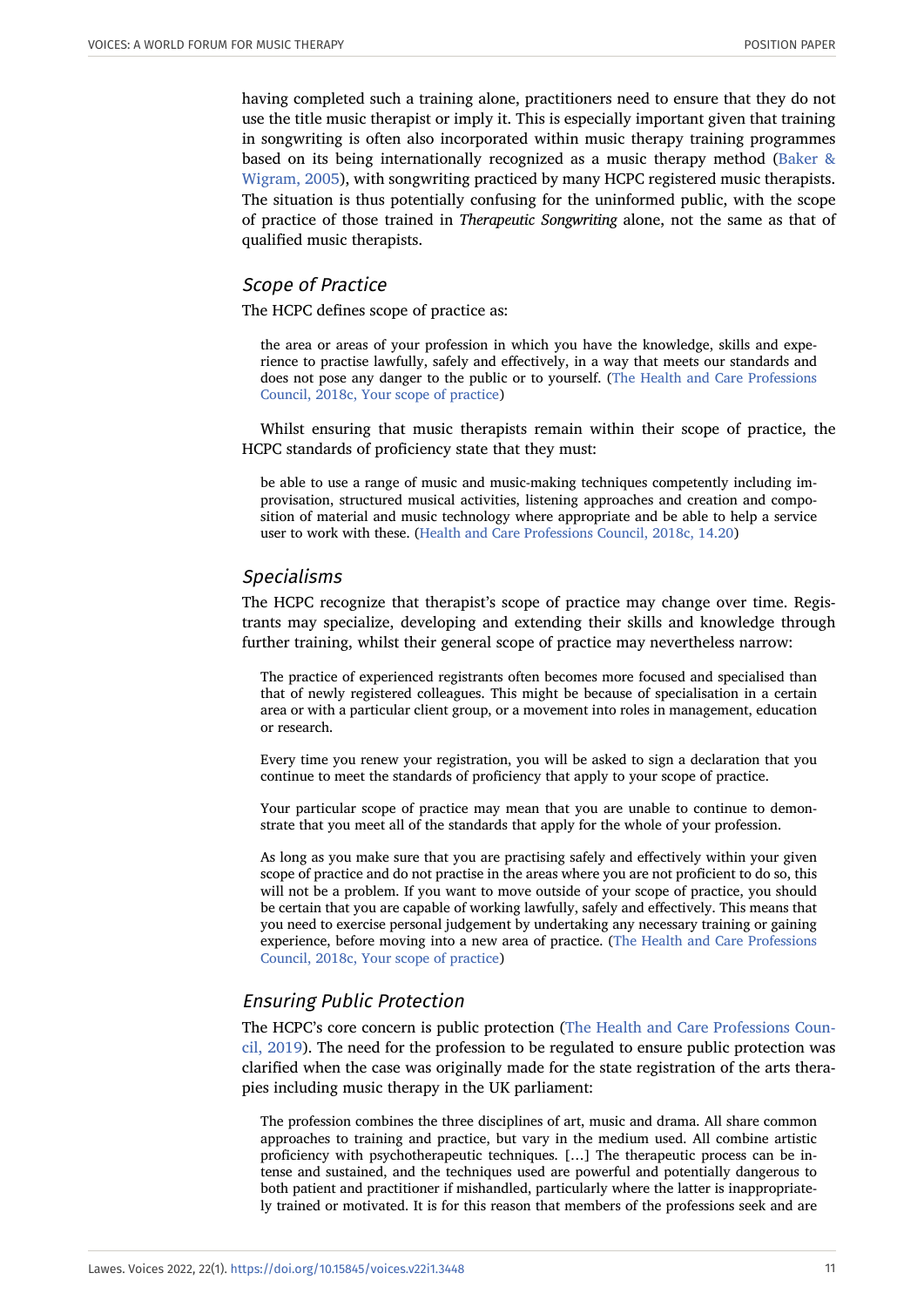having completed such a training alone, practitioners need to ensure that they do not use the title music therapist or imply it. This is especially important given that training in songwriting is often also incorporated within music therapy training programmes based on its being internationally recognized as a music therapy method (Baker & Wigram, 2005), with songwriting practiced by many HCPC registered music therapists. The situation is thus potentially confusing for the uninformed public, with the scope of practice of those trained in *Therapeutic Songwriting* alone, not the same as that of qualified music therapists.

### Scope of Practice

The HCPC defines scope of practice as:

> the area or areas of your profession in which you have the knowledge, skills and experience to practise lawfully, safely and effectively, in a way that meets our standards and does not pose any danger to the public or to yourself. (The Health and Care Professions Council, 2018c, Your scope of practice)

Whilst ensuring that music therapists remain within their scope of practice, the HCPC standards of proficiency state that they must:

> be able to use a range of music and music-making techniques competently including improvisation, structured musical activities, listening approaches and creation and composition of material and music technology where appropriate and be able to help a service user to work with these. (Health and Care Professions Council, 2018c, 14.20)

### Specialisms

The HCPC recognize that therapist's scope of practice may change over time. Registrants may specialize, developing and extending their skills and knowledge through further training, whilst their general scope of practice may nevertheless narrow:

> The practice of experienced registrants often becomes more focused and specialised than that of newly registered colleagues. This might be because of specialisation in a certain area or with a particular client group, or a movement into roles in management, education or research.
>
> Every time you renew your registration, you will be asked to sign a declaration that you continue to meet the standards of proficiency that apply to your scope of practice.
>
> Your particular scope of practice may mean that you are unable to continue to demonstrate that you meet all of the standards that apply for the whole of your profession.
>
> As long as you make sure that you are practising safely and effectively within your given scope of practice and do not practise in the areas where you are not proficient to do so, this will not be a problem. If you want to move outside of your scope of practice, you should be certain that you are capable of working lawfully, safely and effectively. This means that you need to exercise personal judgement by undertaking any necessary training or gaining experience, before moving into a new area of practice. (The Health and Care Professions Council, 2018c, Your scope of practice)

### Ensuring Public Protection

The HCPC's core concern is public protection (The Health and Care Professions Council, 2019). The need for the profession to be regulated to ensure public protection was clarified when the case was originally made for the state registration of the arts therapies including music therapy in the UK parliament:

> The profession combines the three disciplines of art, music and drama. All share common approaches to training and practice, but vary in the medium used. All combine artistic proficiency with psychotherapeutic techniques. […] The therapeutic process can be intense and sustained, and the techniques used are powerful and potentially dangerous to both patient and practitioner if mishandled, particularly where the latter is inappropriately trained or motivated. It is for this reason that members of the professions seek and are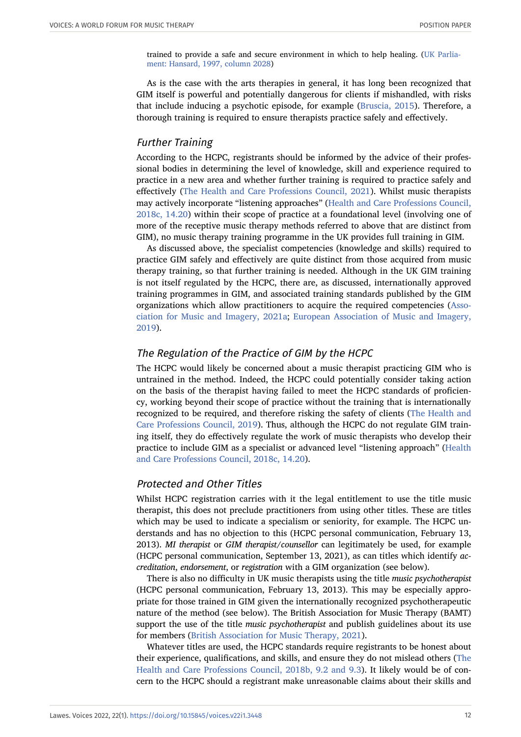> trained to provide a safe and secure environment in which to help healing. (UK Parliament: Hansard, 1997, column 2028)

As is the case with the arts therapies in general, it has long been recognized that GIM itself is powerful and potentially dangerous for clients if mishandled, with risks that include inducing a psychotic episode, for example (Bruscia, 2015). Therefore, a thorough training is required to ensure therapists practice safely and effectively.

### *Further Training*

According to the HCPC, registrants should be informed by the advice of their professional bodies in determining the level of knowledge, skill and experience required to practice in a new area and whether further training is required to practice safely and effectively (The Health and Care Professions Council, 2021). Whilst music therapists may actively incorporate "listening approaches" (Health and Care Professions Council, 2018c, 14.20) within their scope of practice at a foundational level (involving one of more of the receptive music therapy methods referred to above that are distinct from GIM), no music therapy training programme in the UK provides full training in GIM.

As discussed above, the specialist competencies (knowledge and skills) required to practice GIM safely and effectively are quite distinct from those acquired from music therapy training, so that further training is needed. Although in the UK GIM training is not itself regulated by the HCPC, there are, as discussed, internationally approved training programmes in GIM, and associated training standards published by the GIM organizations which allow practitioners to acquire the required competencies (Association for Music and Imagery, 2021a; European Association of Music and Imagery, 2019).

### *The Regulation of the Practice of GIM by the HCPC*

The HCPC would likely be concerned about a music therapist practicing GIM who is untrained in the method. Indeed, the HCPC could potentially consider taking action on the basis of the therapist having failed to meet the HCPC standards of proficiency, working beyond their scope of practice without the training that is internationally recognized to be required, and therefore risking the safety of clients (The Health and Care Professions Council, 2019). Thus, although the HCPC do not regulate GIM training itself, they do effectively regulate the work of music therapists who develop their practice to include GIM as a specialist or advanced level "listening approach" (Health and Care Professions Council, 2018c, 14.20).

### *Protected and Other Titles*

Whilst HCPC registration carries with it the legal entitlement to use the title music therapist, this does not preclude practitioners from using other titles. These are titles which may be used to indicate a specialism or seniority, for example. The HCPC understands and has no objection to this (HCPC personal communication, February 13, 2013). *MI therapist* or *GIM therapist/counsellor* can legitimately be used, for example (HCPC personal communication, September 13, 2021), as can titles which identify *accreditation*, *endorsement*, or *registration* with a GIM organization (see below).

There is also no difficulty in UK music therapists using the title *music psychotherapist* (HCPC personal communication, February 13, 2013). This may be especially appropriate for those trained in GIM given the internationally recognized psychotherapeutic nature of the method (see below). The British Association for Music Therapy (BAMT) support the use of the title *music psychotherapist* and publish guidelines about its use for members (British Association for Music Therapy, 2021).

Whatever titles are used, the HCPC standards require registrants to be honest about their experience, qualifications, and skills, and ensure they do not mislead others (The Health and Care Professions Council, 2018b, 9.2 and 9.3). It likely would be of concern to the HCPC should a registrant make unreasonable claims about their skills and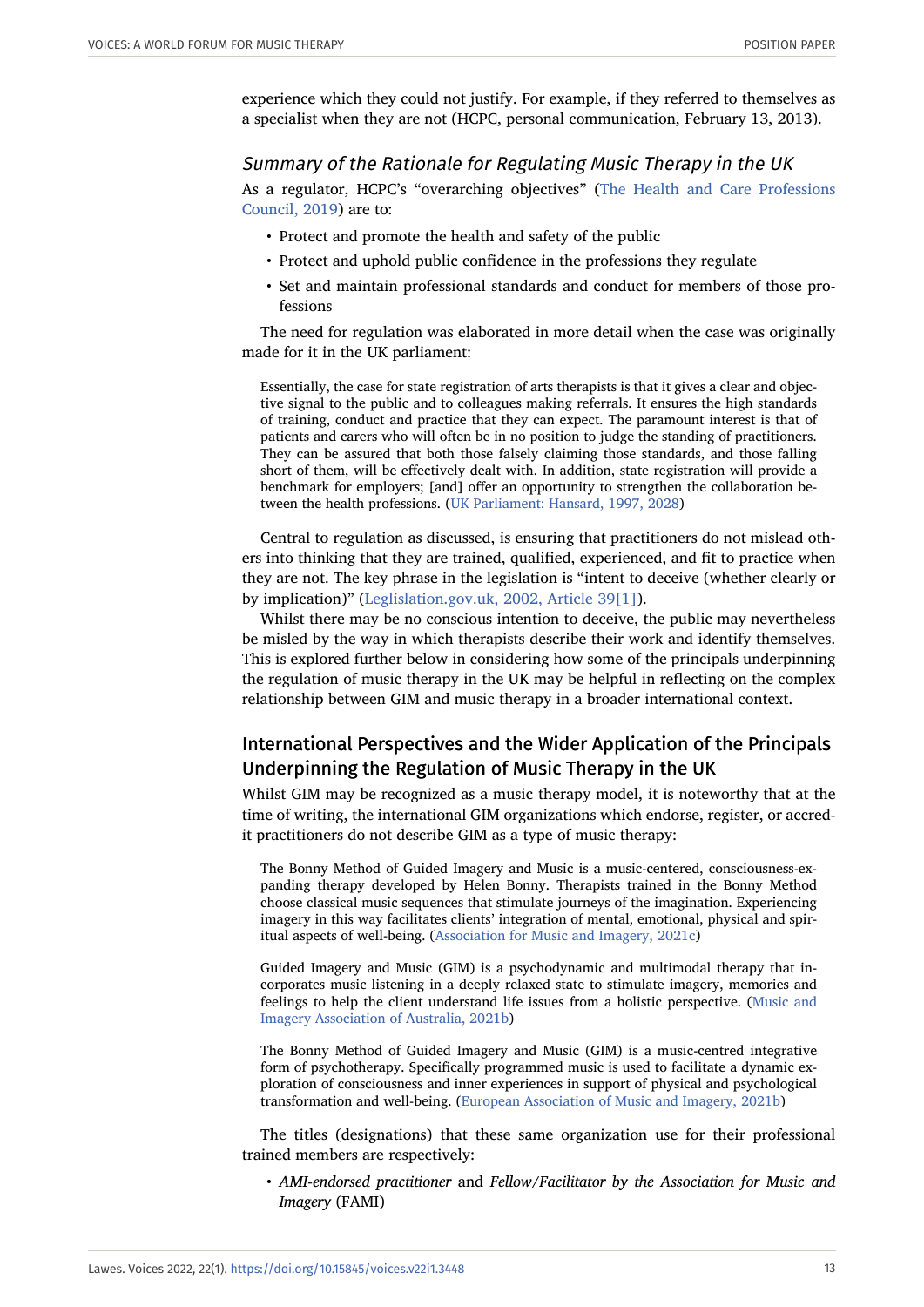experience which they could not justify. For example, if they referred to themselves as a specialist when they are not (HCPC, personal communication, February 13, 2013).

### *Summary of the Rationale for Regulating Music Therapy in the UK*

As a regulator, HCPC's "overarching objectives" (The Health and Care Professions Council, 2019) are to:

- Protect and promote the health and safety of the public
- Protect and uphold public confidence in the professions they regulate
- Set and maintain professional standards and conduct for members of those professions

The need for regulation was elaborated in more detail when the case was originally made for it in the UK parliament:

> Essentially, the case for state registration of arts therapists is that it gives a clear and objective signal to the public and to colleagues making referrals. It ensures the high standards of training, conduct and practice that they can expect. The paramount interest is that of patients and carers who will often be in no position to judge the standing of practitioners. They can be assured that both those falsely claiming those standards, and those falling short of them, will be effectively dealt with. In addition, state registration will provide a benchmark for employers; [and] offer an opportunity to strengthen the collaboration between the health professions. (UK Parliament: Hansard, 1997, 2028)

Central to regulation as discussed, is ensuring that practitioners do not mislead others into thinking that they are trained, qualified, experienced, and fit to practice when they are not. The key phrase in the legislation is "intent to deceive (whether clearly or by implication)" (Leglislation.gov.uk, 2002, Article 39[1]).

Whilst there may be no conscious intention to deceive, the public may nevertheless be misled by the way in which therapists describe their work and identify themselves. This is explored further below in considering how some of the principals underpinning the regulation of music therapy in the UK may be helpful in reflecting on the complex relationship between GIM and music therapy in a broader international context.

## International Perspectives and the Wider Application of the Principals Underpinning the Regulation of Music Therapy in the UK

Whilst GIM may be recognized as a music therapy model, it is noteworthy that at the time of writing, the international GIM organizations which endorse, register, or accredit practitioners do not describe GIM as a type of music therapy:

> The Bonny Method of Guided Imagery and Music is a music-centered, consciousness-expanding therapy developed by Helen Bonny. Therapists trained in the Bonny Method choose classical music sequences that stimulate journeys of the imagination. Experiencing imagery in this way facilitates clients' integration of mental, emotional, physical and spiritual aspects of well-being. (Association for Music and Imagery, 2021c)

> Guided Imagery and Music (GIM) is a psychodynamic and multimodal therapy that incorporates music listening in a deeply relaxed state to stimulate imagery, memories and feelings to help the client understand life issues from a holistic perspective. (Music and Imagery Association of Australia, 2021b)

> The Bonny Method of Guided Imagery and Music (GIM) is a music-centred integrative form of psychotherapy. Specifically programmed music is used to facilitate a dynamic exploration of consciousness and inner experiences in support of physical and psychological transformation and well-being. (European Association of Music and Imagery, 2021b)

The titles (designations) that these same organization use for their professional trained members are respectively:

- *AMI-endorsed practitioner* and *Fellow/Facilitator by the Association for Music and Imagery* (FAMI)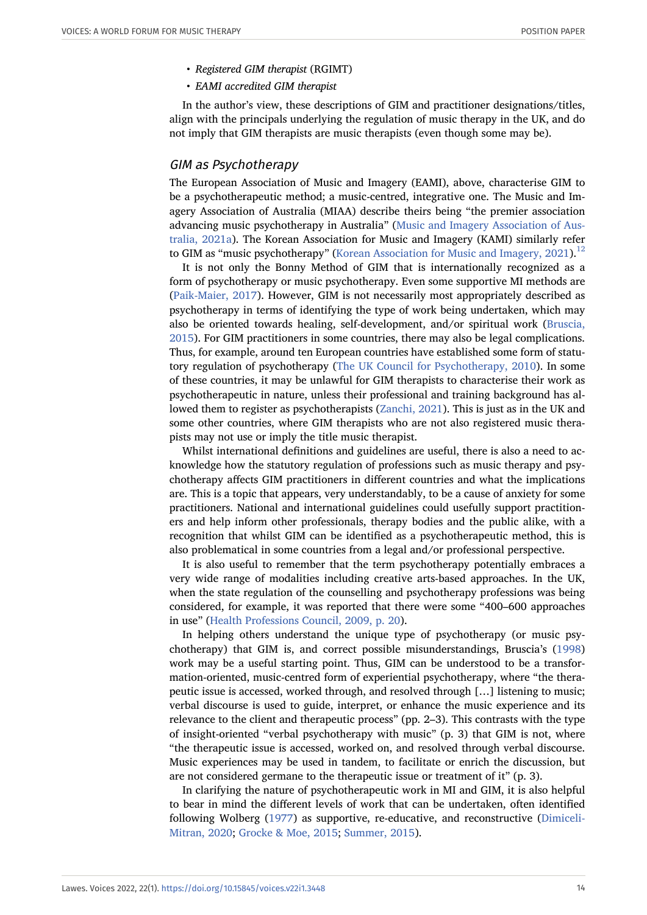- *Registered GIM therapist* (RGIMT)
- *EAMI accredited GIM therapist*

In the author's view, these descriptions of GIM and practitioner designations/titles, align with the principals underlying the regulation of music therapy in the UK, and do not imply that GIM therapists are music therapists (even though some may be).

### GIM as Psychotherapy

The European Association of Music and Imagery (EAMI), above, characterise GIM to be a psychotherapeutic method; a music-centred, integrative one. The Music and Imagery Association of Australia (MIAA) describe theirs being "the premier association advancing music psychotherapy in Australia" (Music and Imagery Association of Australia, 2021a). The Korean Association for Music and Imagery (KAMI) similarly refer to GIM as "music psychotherapy" (Korean Association for Music and Imagery, 2021).[12]

It is not only the Bonny Method of GIM that is internationally recognized as a form of psychotherapy or music psychotherapy. Even some supportive MI methods are (Paik-Maier, 2017). However, GIM is not necessarily most appropriately described as psychotherapy in terms of identifying the type of work being undertaken, which may also be oriented towards healing, self-development, and/or spiritual work (Bruscia, 2015). For GIM practitioners in some countries, there may also be legal complications. Thus, for example, around ten European countries have established some form of statutory regulation of psychotherapy (The UK Council for Psychotherapy, 2010). In some of these countries, it may be unlawful for GIM therapists to characterise their work as psychotherapeutic in nature, unless their professional and training background has allowed them to register as psychotherapists (Zanchi, 2021). This is just as in the UK and some other countries, where GIM therapists who are not also registered music therapists may not use or imply the title music therapist.

Whilst international definitions and guidelines are useful, there is also a need to acknowledge how the statutory regulation of professions such as music therapy and psychotherapy affects GIM practitioners in different countries and what the implications are. This is a topic that appears, very understandably, to be a cause of anxiety for some practitioners. National and international guidelines could usefully support practitioners and help inform other professionals, therapy bodies and the public alike, with a recognition that whilst GIM can be identified as a psychotherapeutic method, this is also problematical in some countries from a legal and/or professional perspective.

It is also useful to remember that the term psychotherapy potentially embraces a very wide range of modalities including creative arts-based approaches. In the UK, when the state regulation of the counselling and psychotherapy professions was being considered, for example, it was reported that there were some "400–600 approaches in use" (Health Professions Council, 2009, p. 20).

In helping others understand the unique type of psychotherapy (or music psychotherapy) that GIM is, and correct possible misunderstandings, Bruscia's (1998) work may be a useful starting point. Thus, GIM can be understood to be a transformation-oriented, music-centred form of experiential psychotherapy, where "the therapeutic issue is accessed, worked through, and resolved through […] listening to music; verbal discourse is used to guide, interpret, or enhance the music experience and its relevance to the client and therapeutic process" (pp. 2–3). This contrasts with the type of insight-oriented "verbal psychotherapy with music" (p. 3) that GIM is not, where "the therapeutic issue is accessed, worked on, and resolved through verbal discourse. Music experiences may be used in tandem, to facilitate or enrich the discussion, but are not considered germane to the therapeutic issue or treatment of it" (p. 3).

In clarifying the nature of psychotherapeutic work in MI and GIM, it is also helpful to bear in mind the different levels of work that can be undertaken, often identified following Wolberg (1977) as supportive, re-educative, and reconstructive (Dimiceli-Mitran, 2020; Grocke & Moe, 2015; Summer, 2015).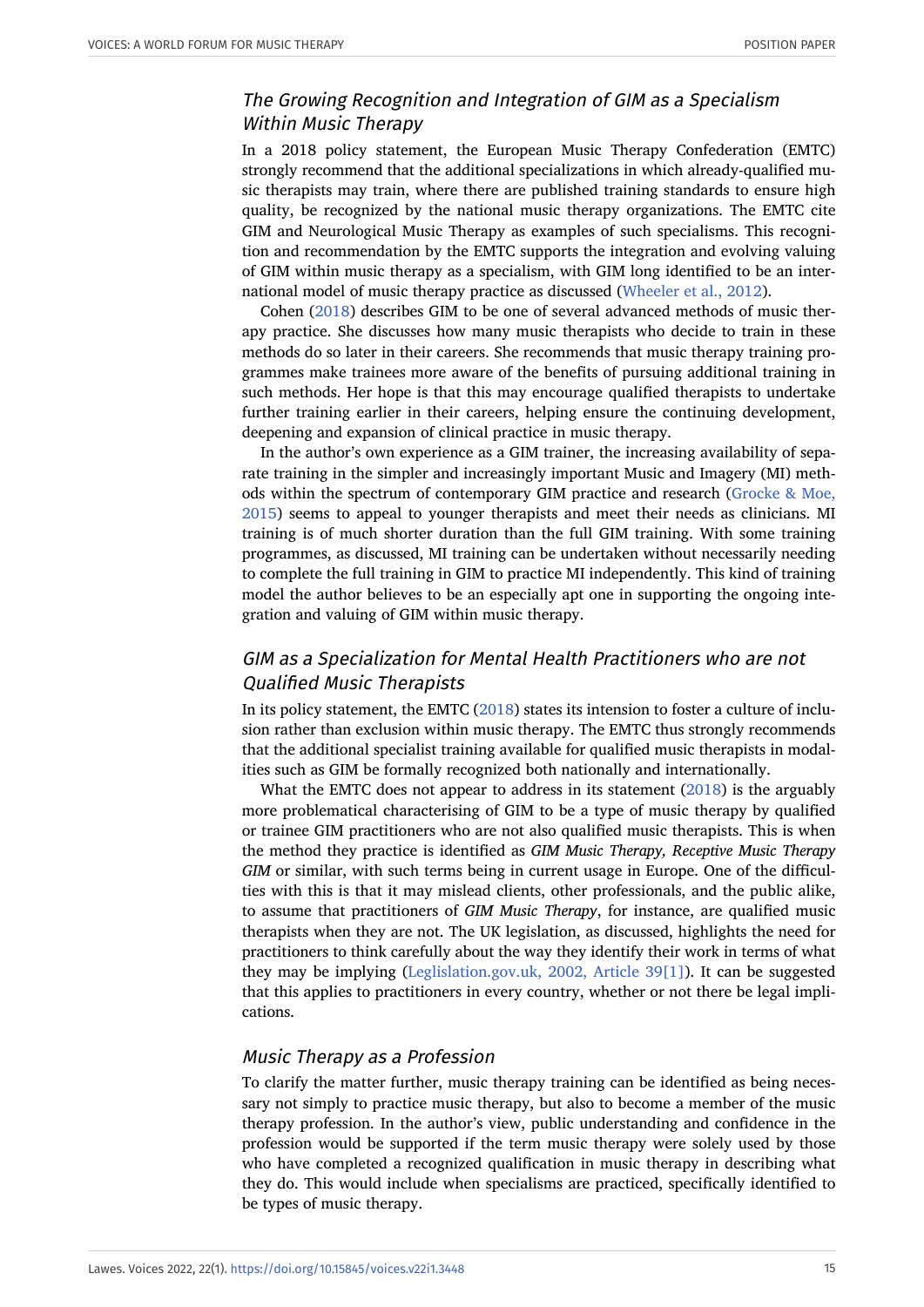### *The Growing Recognition and Integration of GIM as a Specialism Within Music Therapy*

In a 2018 policy statement, the European Music Therapy Confederation (EMTC) strongly recommend that the additional specializations in which already-qualified music therapists may train, where there are published training standards to ensure high quality, be recognized by the national music therapy organizations. The EMTC cite GIM and Neurological Music Therapy as examples of such specialisms. This recognition and recommendation by the EMTC supports the integration and evolving valuing of GIM within music therapy as a specialism, with GIM long identified to be an international model of music therapy practice as discussed (Wheeler et al., 2012).

Cohen (2018) describes GIM to be one of several advanced methods of music therapy practice. She discusses how many music therapists who decide to train in these methods do so later in their careers. She recommends that music therapy training programmes make trainees more aware of the benefits of pursuing additional training in such methods. Her hope is that this may encourage qualified therapists to undertake further training earlier in their careers, helping ensure the continuing development, deepening and expansion of clinical practice in music therapy.

In the author's own experience as a GIM trainer, the increasing availability of separate training in the simpler and increasingly important Music and Imagery (MI) methods within the spectrum of contemporary GIM practice and research (Grocke & Moe, 2015) seems to appeal to younger therapists and meet their needs as clinicians. MI training is of much shorter duration than the full GIM training. With some training programmes, as discussed, MI training can be undertaken without necessarily needing to complete the full training in GIM to practice MI independently. This kind of training model the author believes to be an especially apt one in supporting the ongoing integration and valuing of GIM within music therapy.

### *GIM as a Specialization for Mental Health Practitioners who are not Qualified Music Therapists*

In its policy statement, the EMTC (2018) states its intension to foster a culture of inclusion rather than exclusion within music therapy. The EMTC thus strongly recommends that the additional specialist training available for qualified music therapists in modalities such as GIM be formally recognized both nationally and internationally.

What the EMTC does not appear to address in its statement (2018) is the arguably more problematical characterising of GIM to be a type of music therapy by qualified or trainee GIM practitioners who are not also qualified music therapists. This is when the method they practice is identified as *GIM Music Therapy, Receptive Music Therapy GIM* or similar, with such terms being in current usage in Europe. One of the difficulties with this is that it may mislead clients, other professionals, and the public alike, to assume that practitioners of *GIM Music Therapy*, for instance, are qualified music therapists when they are not. The UK legislation, as discussed, highlights the need for practitioners to think carefully about the way they identify their work in terms of what they may be implying (Leglislation.gov.uk, 2002, Article 39[1]). It can be suggested that this applies to practitioners in every country, whether or not there be legal implications.

### *Music Therapy as a Profession*

To clarify the matter further, music therapy training can be identified as being necessary not simply to practice music therapy, but also to become a member of the music therapy profession. In the author's view, public understanding and confidence in the profession would be supported if the term music therapy were solely used by those who have completed a recognized qualification in music therapy in describing what they do. This would include when specialisms are practiced, specifically identified to be types of music therapy.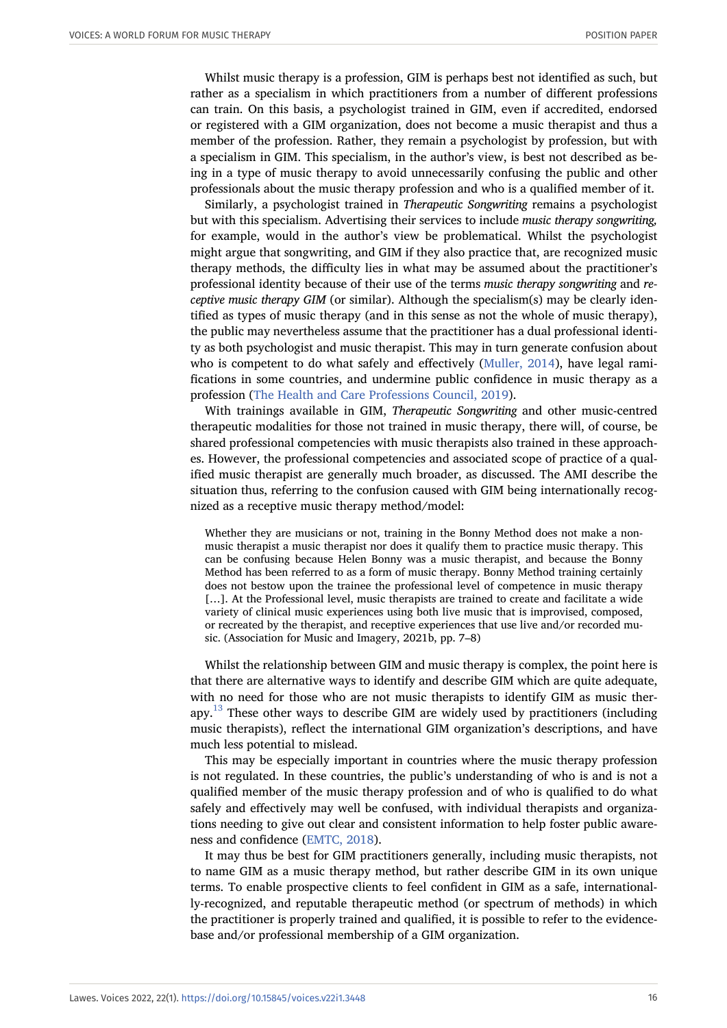Whilst music therapy is a profession, GIM is perhaps best not identified as such, but rather as a specialism in which practitioners from a number of different professions can train. On this basis, a psychologist trained in GIM, even if accredited, endorsed or registered with a GIM organization, does not become a music therapist and thus a member of the profession. Rather, they remain a psychologist by profession, but with a specialism in GIM. This specialism, in the author's view, is best not described as being in a type of music therapy to avoid unnecessarily confusing the public and other professionals about the music therapy profession and who is a qualified member of it.

Similarly, a psychologist trained in *Therapeutic Songwriting* remains a psychologist but with this specialism. Advertising their services to include *music therapy songwriting,* for example, would in the author's view be problematical. Whilst the psychologist might argue that songwriting, and GIM if they also practice that, are recognized music therapy methods, the difficulty lies in what may be assumed about the practitioner's professional identity because of their use of the terms *music therapy songwriting* and *receptive music therapy GIM* (or similar). Although the specialism(s) may be clearly identified as types of music therapy (and in this sense as not the whole of music therapy), the public may nevertheless assume that the practitioner has a dual professional identity as both psychologist and music therapist. This may in turn generate confusion about who is competent to do what safely and effectively (Muller, 2014), have legal ramifications in some countries, and undermine public confidence in music therapy as a profession (The Health and Care Professions Council, 2019).

With trainings available in GIM, *Therapeutic Songwriting* and other music-centred therapeutic modalities for those not trained in music therapy, there will, of course, be shared professional competencies with music therapists also trained in these approaches. However, the professional competencies and associated scope of practice of a qualified music therapist are generally much broader, as discussed. The AMI describe the situation thus, referring to the confusion caused with GIM being internationally recognized as a receptive music therapy method/model:

> Whether they are musicians or not, training in the Bonny Method does not make a non-music therapist a music therapist nor does it qualify them to practice music therapy. This can be confusing because Helen Bonny was a music therapist, and because the Bonny Method has been referred to as a form of music therapy. Bonny Method training certainly does not bestow upon the trainee the professional level of competence in music therapy [...]. At the Professional level, music therapists are trained to create and facilitate a wide variety of clinical music experiences using both live music that is improvised, composed, or recreated by the therapist, and receptive experiences that use live and/or recorded music. (Association for Music and Imagery, 2021b, pp. 7–8)

Whilst the relationship between GIM and music therapy is complex, the point here is that there are alternative ways to identify and describe GIM which are quite adequate, with no need for those who are not music therapists to identify GIM as music therapy.[13] These other ways to describe GIM are widely used by practitioners (including music therapists), reflect the international GIM organization's descriptions, and have much less potential to mislead.

This may be especially important in countries where the music therapy profession is not regulated. In these countries, the public's understanding of who is and is not a qualified member of the music therapy profession and of who is qualified to do what safely and effectively may well be confused, with individual therapists and organizations needing to give out clear and consistent information to help foster public awareness and confidence (EMTC, 2018).

It may thus be best for GIM practitioners generally, including music therapists, not to name GIM as a music therapy method, but rather describe GIM in its own unique terms. To enable prospective clients to feel confident in GIM as a safe, internationally-recognized, and reputable therapeutic method (or spectrum of methods) in which the practitioner is properly trained and qualified, it is possible to refer to the evidence-base and/or professional membership of a GIM organization.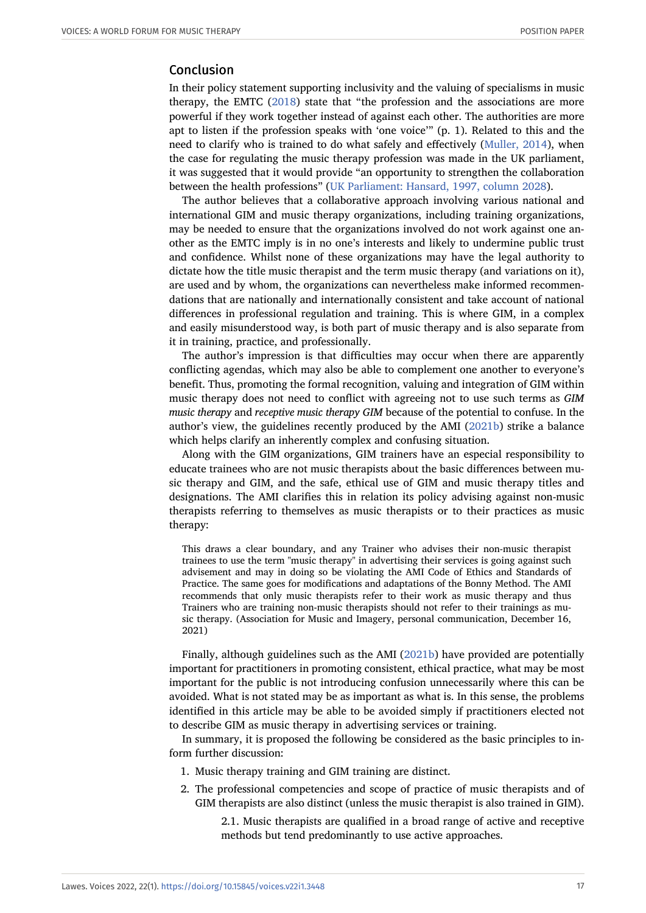## Conclusion

In their policy statement supporting inclusivity and the valuing of specialisms in music therapy, the EMTC (2018) state that "the profession and the associations are more powerful if they work together instead of against each other. The authorities are more apt to listen if the profession speaks with 'one voice'" (p. 1). Related to this and the need to clarify who is trained to do what safely and effectively (Muller, 2014), when the case for regulating the music therapy profession was made in the UK parliament, it was suggested that it would provide "an opportunity to strengthen the collaboration between the health professions" (UK Parliament: Hansard, 1997, column 2028).

The author believes that a collaborative approach involving various national and international GIM and music therapy organizations, including training organizations, may be needed to ensure that the organizations involved do not work against one another as the EMTC imply is in no one's interests and likely to undermine public trust and confidence. Whilst none of these organizations may have the legal authority to dictate how the title music therapist and the term music therapy (and variations on it), are used and by whom, the organizations can nevertheless make informed recommendations that are nationally and internationally consistent and take account of national differences in professional regulation and training. This is where GIM, in a complex and easily misunderstood way, is both part of music therapy and is also separate from it in training, practice, and professionally.

The author's impression is that difficulties may occur when there are apparently conflicting agendas, which may also be able to complement one another to everyone's benefit. Thus, promoting the formal recognition, valuing and integration of GIM within music therapy does not need to conflict with agreeing not to use such terms as *GIM music therapy* and *receptive music therapy GIM* because of the potential to confuse. In the author's view, the guidelines recently produced by the AMI (2021b) strike a balance which helps clarify an inherently complex and confusing situation.

Along with the GIM organizations, GIM trainers have an especial responsibility to educate trainees who are not music therapists about the basic differences between music therapy and GIM, and the safe, ethical use of GIM and music therapy titles and designations. The AMI clarifies this in relation its policy advising against non-music therapists referring to themselves as music therapists or to their practices as music therapy:

> This draws a clear boundary, and any Trainer who advises their non-music therapist trainees to use the term "music therapy" in advertising their services is going against such advisement and may in doing so be violating the AMI Code of Ethics and Standards of Practice. The same goes for modifications and adaptations of the Bonny Method. The AMI recommends that only music therapists refer to their work as music therapy and thus Trainers who are training non-music therapists should not refer to their trainings as music therapy. (Association for Music and Imagery, personal communication, December 16, 2021)

Finally, although guidelines such as the AMI (2021b) have provided are potentially important for practitioners in promoting consistent, ethical practice, what may be most important for the public is not introducing confusion unnecessarily where this can be avoided. What is not stated may be as important as what is. In this sense, the problems identified in this article may be able to be avoided simply if practitioners elected not to describe GIM as music therapy in advertising services or training.

In summary, it is proposed the following be considered as the basic principles to inform further discussion:

1. Music therapy training and GIM training are distinct.
2. The professional competencies and scope of practice of music therapists and of GIM therapists are also distinct (unless the music therapist is also trained in GIM).

    2.1. Music therapists are qualified in a broad range of active and receptive methods but tend predominantly to use active approaches.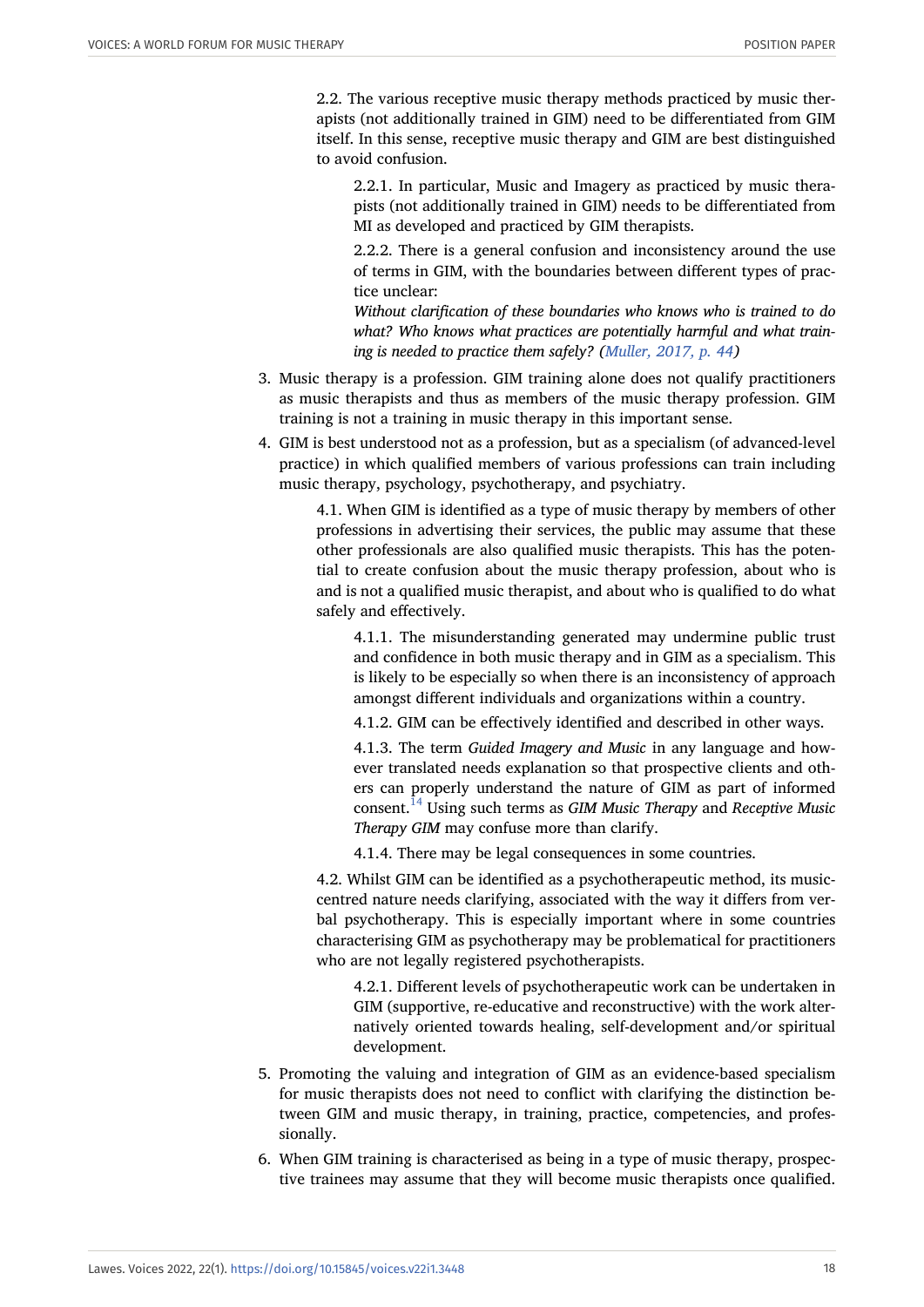2.2. The various receptive music therapy methods practiced by music therapists (not additionally trained in GIM) need to be differentiated from GIM itself. In this sense, receptive music therapy and GIM are best distinguished to avoid confusion.

2.2.1. In particular, Music and Imagery as practiced by music therapists (not additionally trained in GIM) needs to be differentiated from MI as developed and practiced by GIM therapists.

2.2.2. There is a general confusion and inconsistency around the use of terms in GIM, with the boundaries between different types of practice unclear:

*Without clarification of these boundaries who knows who is trained to do what? Who knows what practices are potentially harmful and what training is needed to practice them safely? (Muller, 2017, p. 44)*

3. Music therapy is a profession. GIM training alone does not qualify practitioners as music therapists and thus as members of the music therapy profession. GIM training is not a training in music therapy in this important sense.
4. GIM is best understood not as a profession, but as a specialism (of advanced-level practice) in which qualified members of various professions can train including music therapy, psychology, psychotherapy, and psychiatry.

4.1. When GIM is identified as a type of music therapy by members of other professions in advertising their services, the public may assume that these other professionals are also qualified music therapists. This has the potential to create confusion about the music therapy profession, about who is and is not a qualified music therapist, and about who is qualified to do what safely and effectively.

4.1.1. The misunderstanding generated may undermine public trust and confidence in both music therapy and in GIM as a specialism. This is likely to be especially so when there is an inconsistency of approach amongst different individuals and organizations within a country.

4.1.2. GIM can be effectively identified and described in other ways.

4.1.3. The term *Guided Imagery and Music* in any language and however translated needs explanation so that prospective clients and others can properly understand the nature of GIM as part of informed consent.[14] Using such terms as *GIM Music Therapy* and *Receptive Music Therapy GIM* may confuse more than clarify.

4.1.4. There may be legal consequences in some countries.

4.2. Whilst GIM can be identified as a psychotherapeutic method, its music-centred nature needs clarifying, associated with the way it differs from verbal psychotherapy. This is especially important where in some countries characterising GIM as psychotherapy may be problematical for practitioners who are not legally registered psychotherapists.

4.2.1. Different levels of psychotherapeutic work can be undertaken in GIM (supportive, re-educative and reconstructive) with the work alternatively oriented towards healing, self-development and/or spiritual development.

5. Promoting the valuing and integration of GIM as an evidence-based specialism for music therapists does not need to conflict with clarifying the distinction between GIM and music therapy, in training, practice, competencies, and professionally.
6. When GIM training is characterised as being in a type of music therapy, prospective trainees may assume that they will become music therapists once qualified.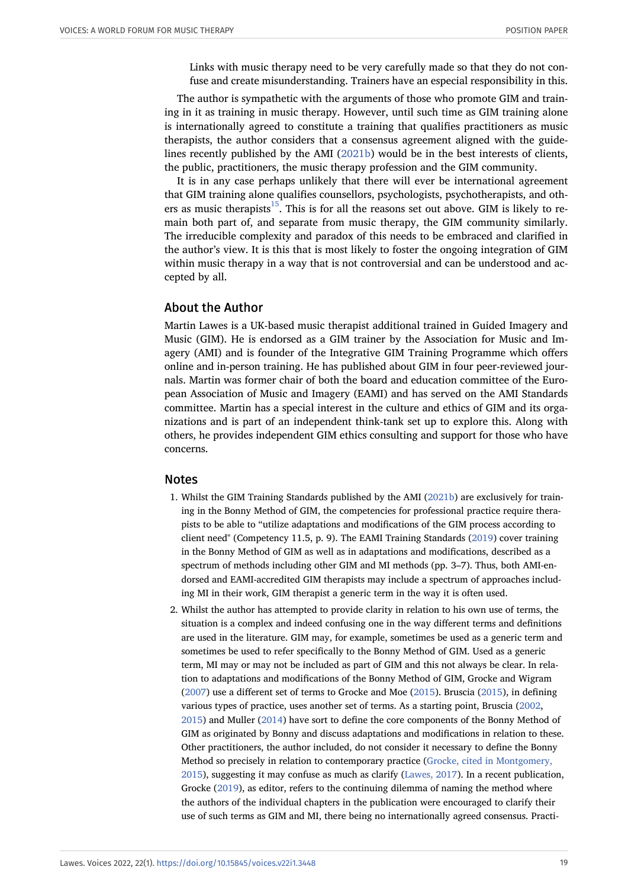> Links with music therapy need to be very carefully made so that they do not confuse and create misunderstanding. Trainers have an especial responsibility in this.

The author is sympathetic with the arguments of those who promote GIM and training in it as training in music therapy. However, until such time as GIM training alone is internationally agreed to constitute a training that qualifies practitioners as music therapists, the author considers that a consensus agreement aligned with the guidelines recently published by the AMI (2021b) would be in the best interests of clients, the public, practitioners, the music therapy profession and the GIM community.

It is in any case perhaps unlikely that there will ever be international agreement that GIM training alone qualifies counsellors, psychologists, psychotherapists, and others as music therapists[15]. This is for all the reasons set out above. GIM is likely to remain both part of, and separate from music therapy, the GIM community similarly. The irreducible complexity and paradox of this needs to be embraced and clarified in the author's view. It is this that is most likely to foster the ongoing integration of GIM within music therapy in a way that is not controversial and can be understood and accepted by all.

## About the Author

Martin Lawes is a UK-based music therapist additional trained in Guided Imagery and Music (GIM). He is endorsed as a GIM trainer by the Association for Music and Imagery (AMI) and is founder of the Integrative GIM Training Programme which offers online and in-person training. He has published about GIM in four peer-reviewed journals. Martin was former chair of both the board and education committee of the European Association of Music and Imagery (EAMI) and has served on the AMI Standards committee. Martin has a special interest in the culture and ethics of GIM and its organizations and is part of an independent think-tank set up to explore this. Along with others, he provides independent GIM ethics consulting and support for those who have concerns.

## Notes

1. Whilst the GIM Training Standards published by the AMI (2021b) are exclusively for training in the Bonny Method of GIM, the competencies for professional practice require therapists to be able to "utilize adaptations and modifications of the GIM process according to client need" (Competency 11.5, p. 9). The EAMI Training Standards (2019) cover training in the Bonny Method of GIM as well as in adaptations and modifications, described as a spectrum of methods including other GIM and MI methods (pp. 3–7). Thus, both AMI-endorsed and EAMI-accredited GIM therapists may include a spectrum of approaches including MI in their work, GIM therapist a generic term in the way it is often used.
2. Whilst the author has attempted to provide clarity in relation to his own use of terms, the situation is a complex and indeed confusing one in the way different terms and definitions are used in the literature. GIM may, for example, sometimes be used as a generic term and sometimes be used to refer specifically to the Bonny Method of GIM. Used as a generic term, MI may or may not be included as part of GIM and this not always be clear. In relation to adaptations and modifications of the Bonny Method of GIM, Grocke and Wigram (2007) use a different set of terms to Grocke and Moe (2015). Bruscia (2015), in defining various types of practice, uses another set of terms. As a starting point, Bruscia (2002, 2015) and Muller (2014) have sort to define the core components of the Bonny Method of GIM as originated by Bonny and discuss adaptations and modifications in relation to these. Other practitioners, the author included, do not consider it necessary to define the Bonny Method so precisely in relation to contemporary practice (Grocke, cited in Montgomery, 2015), suggesting it may confuse as much as clarify (Lawes, 2017). In a recent publication, Grocke (2019), as editor, refers to the continuing dilemma of naming the method where the authors of the individual chapters in the publication were encouraged to clarify their use of such terms as GIM and MI, there being no internationally agreed consensus. Practi-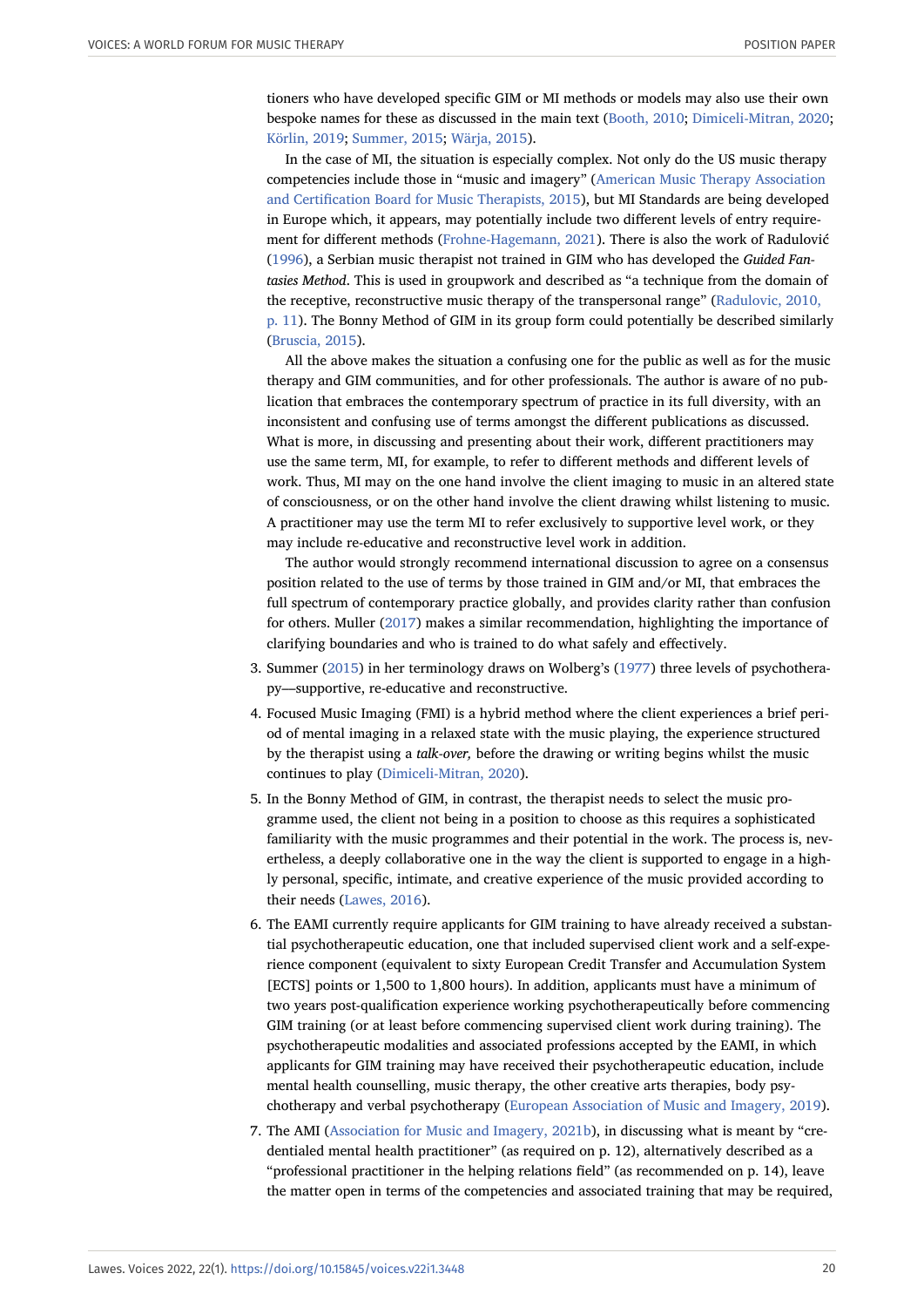tioners who have developed specific GIM or MI methods or models may also use their own bespoke names for these as discussed in the main text (Booth, 2010; Dimiceli-Mitran, 2020; Körlin, 2019; Summer, 2015; Wärja, 2015).

In the case of MI, the situation is especially complex. Not only do the US music therapy competencies include those in "music and imagery" (American Music Therapy Association and Certification Board for Music Therapists, 2015), but MI Standards are being developed in Europe which, it appears, may potentially include two different levels of entry requirement for different methods (Frohne-Hagemann, 2021). There is also the work of Radulović (1996), a Serbian music therapist not trained in GIM who has developed the *Guided Fantasies Method*. This is used in groupwork and described as "a technique from the domain of the receptive, reconstructive music therapy of the transpersonal range" (Radulovic, 2010, p. 11). The Bonny Method of GIM in its group form could potentially be described similarly (Bruscia, 2015).

All the above makes the situation a confusing one for the public as well as for the music therapy and GIM communities, and for other professionals. The author is aware of no publication that embraces the contemporary spectrum of practice in its full diversity, with an inconsistent and confusing use of terms amongst the different publications as discussed. What is more, in discussing and presenting about their work, different practitioners may use the same term, MI, for example, to refer to different methods and different levels of work. Thus, MI may on the one hand involve the client imaging to music in an altered state of consciousness, or on the other hand involve the client drawing whilst listening to music. A practitioner may use the term MI to refer exclusively to supportive level work, or they may include re-educative and reconstructive level work in addition.

The author would strongly recommend international discussion to agree on a consensus position related to the use of terms by those trained in GIM and/or MI, that embraces the full spectrum of contemporary practice globally, and provides clarity rather than confusion for others. Muller (2017) makes a similar recommendation, highlighting the importance of clarifying boundaries and who is trained to do what safely and effectively.

3. Summer (2015) in her terminology draws on Wolberg's (1977) three levels of psychotherapy—supportive, re-educative and reconstructive.

4. Focused Music Imaging (FMI) is a hybrid method where the client experiences a brief period of mental imaging in a relaxed state with the music playing, the experience structured by the therapist using a *talk-over,* before the drawing or writing begins whilst the music continues to play (Dimiceli-Mitran, 2020).

5. In the Bonny Method of GIM, in contrast, the therapist needs to select the music programme used, the client not being in a position to choose as this requires a sophisticated familiarity with the music programmes and their potential in the work. The process is, nevertheless, a deeply collaborative one in the way the client is supported to engage in a highly personal, specific, intimate, and creative experience of the music provided according to their needs (Lawes, 2016).

6. The EAMI currently require applicants for GIM training to have already received a substantial psychotherapeutic education, one that included supervised client work and a self-experience component (equivalent to sixty European Credit Transfer and Accumulation System [ECTS] points or 1,500 to 1,800 hours). In addition, applicants must have a minimum of two years post-qualification experience working psychotherapeutically before commencing GIM training (or at least before commencing supervised client work during training). The psychotherapeutic modalities and associated professions accepted by the EAMI, in which applicants for GIM training may have received their psychotherapeutic education, include mental health counselling, music therapy, the other creative arts therapies, body psychotherapy and verbal psychotherapy (European Association of Music and Imagery, 2019).

7. The AMI (Association for Music and Imagery, 2021b), in discussing what is meant by "credentialed mental health practitioner" (as required on p. 12), alternatively described as a "professional practitioner in the helping relations field" (as recommended on p. 14), leave the matter open in terms of the competencies and associated training that may be required,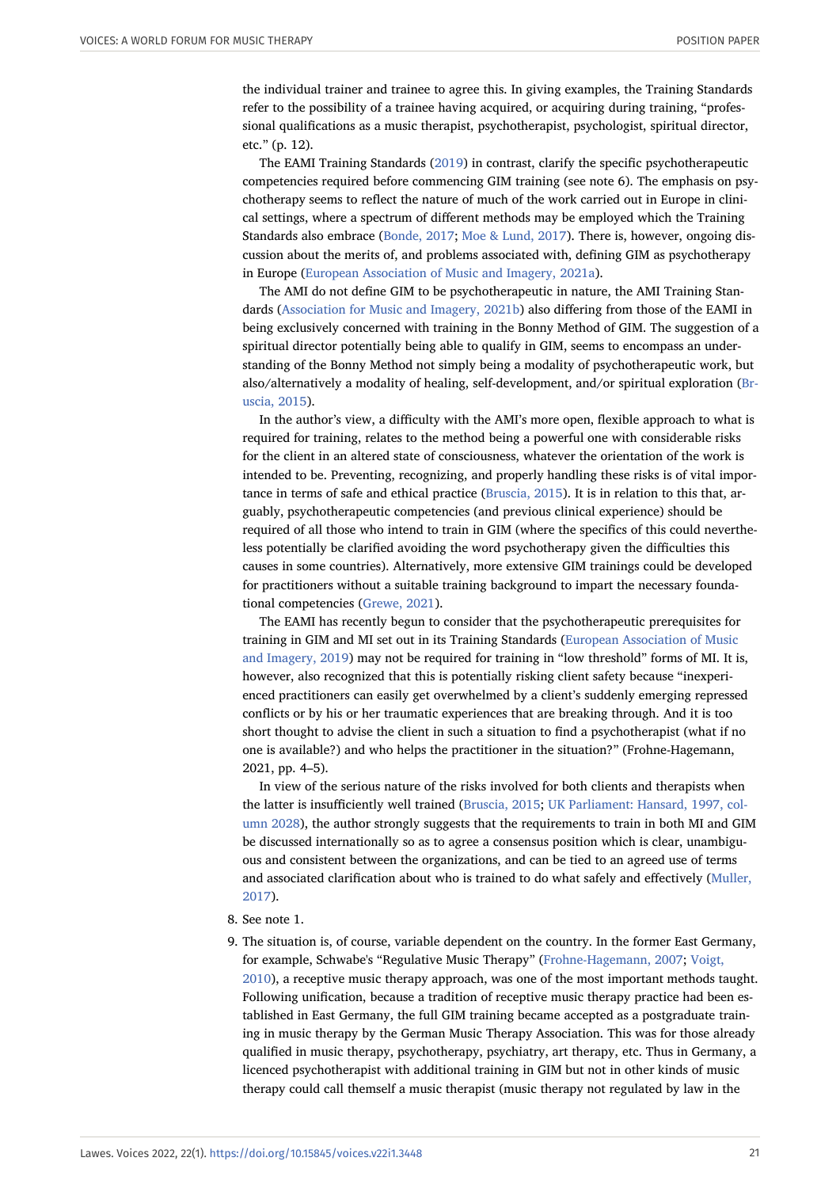the individual trainer and trainee to agree this. In giving examples, the Training Standards refer to the possibility of a trainee having acquired, or acquiring during training, "professional qualifications as a music therapist, psychotherapist, psychologist, spiritual director, etc." (p. 12).

The EAMI Training Standards (2019) in contrast, clarify the specific psychotherapeutic competencies required before commencing GIM training (see note 6). The emphasis on psychotherapy seems to reflect the nature of much of the work carried out in Europe in clinical settings, where a spectrum of different methods may be employed which the Training Standards also embrace (Bonde, 2017; Moe & Lund, 2017). There is, however, ongoing discussion about the merits of, and problems associated with, defining GIM as psychotherapy in Europe (European Association of Music and Imagery, 2021a).

The AMI do not define GIM to be psychotherapeutic in nature, the AMI Training Standards (Association for Music and Imagery, 2021b) also differing from those of the EAMI in being exclusively concerned with training in the Bonny Method of GIM. The suggestion of a spiritual director potentially being able to qualify in GIM, seems to encompass an understanding of the Bonny Method not simply being a modality of psychotherapeutic work, but also/alternatively a modality of healing, self-development, and/or spiritual exploration (Bruscia, 2015).

In the author's view, a difficulty with the AMI's more open, flexible approach to what is required for training, relates to the method being a powerful one with considerable risks for the client in an altered state of consciousness, whatever the orientation of the work is intended to be. Preventing, recognizing, and properly handling these risks is of vital importance in terms of safe and ethical practice (Bruscia, 2015). It is in relation to this that, arguably, psychotherapeutic competencies (and previous clinical experience) should be required of all those who intend to train in GIM (where the specifics of this could nevertheless potentially be clarified avoiding the word psychotherapy given the difficulties this causes in some countries). Alternatively, more extensive GIM trainings could be developed for practitioners without a suitable training background to impart the necessary foundational competencies (Grewe, 2021).

The EAMI has recently begun to consider that the psychotherapeutic prerequisites for training in GIM and MI set out in its Training Standards (European Association of Music and Imagery, 2019) may not be required for training in "low threshold" forms of MI. It is, however, also recognized that this is potentially risking client safety because "inexperienced practitioners can easily get overwhelmed by a client's suddenly emerging repressed conflicts or by his or her traumatic experiences that are breaking through. And it is too short thought to advise the client in such a situation to find a psychotherapist (what if no one is available?) and who helps the practitioner in the situation?" (Frohne-Hagemann, 2021, pp. 4–5).

In view of the serious nature of the risks involved for both clients and therapists when the latter is insufficiently well trained (Bruscia, 2015; UK Parliament: Hansard, 1997, column 2028), the author strongly suggests that the requirements to train in both MI and GIM be discussed internationally so as to agree a consensus position which is clear, unambiguous and consistent between the organizations, and can be tied to an agreed use of terms and associated clarification about who is trained to do what safely and effectively (Muller, 2017).

8. See note 1.
9. The situation is, of course, variable dependent on the country. In the former East Germany, for example, Schwabe's "Regulative Music Therapy" (Frohne-Hagemann, 2007; Voigt, 2010), a receptive music therapy approach, was one of the most important methods taught. Following unification, because a tradition of receptive music therapy practice had been established in East Germany, the full GIM training became accepted as a postgraduate training in music therapy by the German Music Therapy Association. This was for those already qualified in music therapy, psychotherapy, psychiatry, art therapy, etc. Thus in Germany, a licenced psychotherapist with additional training in GIM but not in other kinds of music therapy could call themself a music therapist (music therapy not regulated by law in the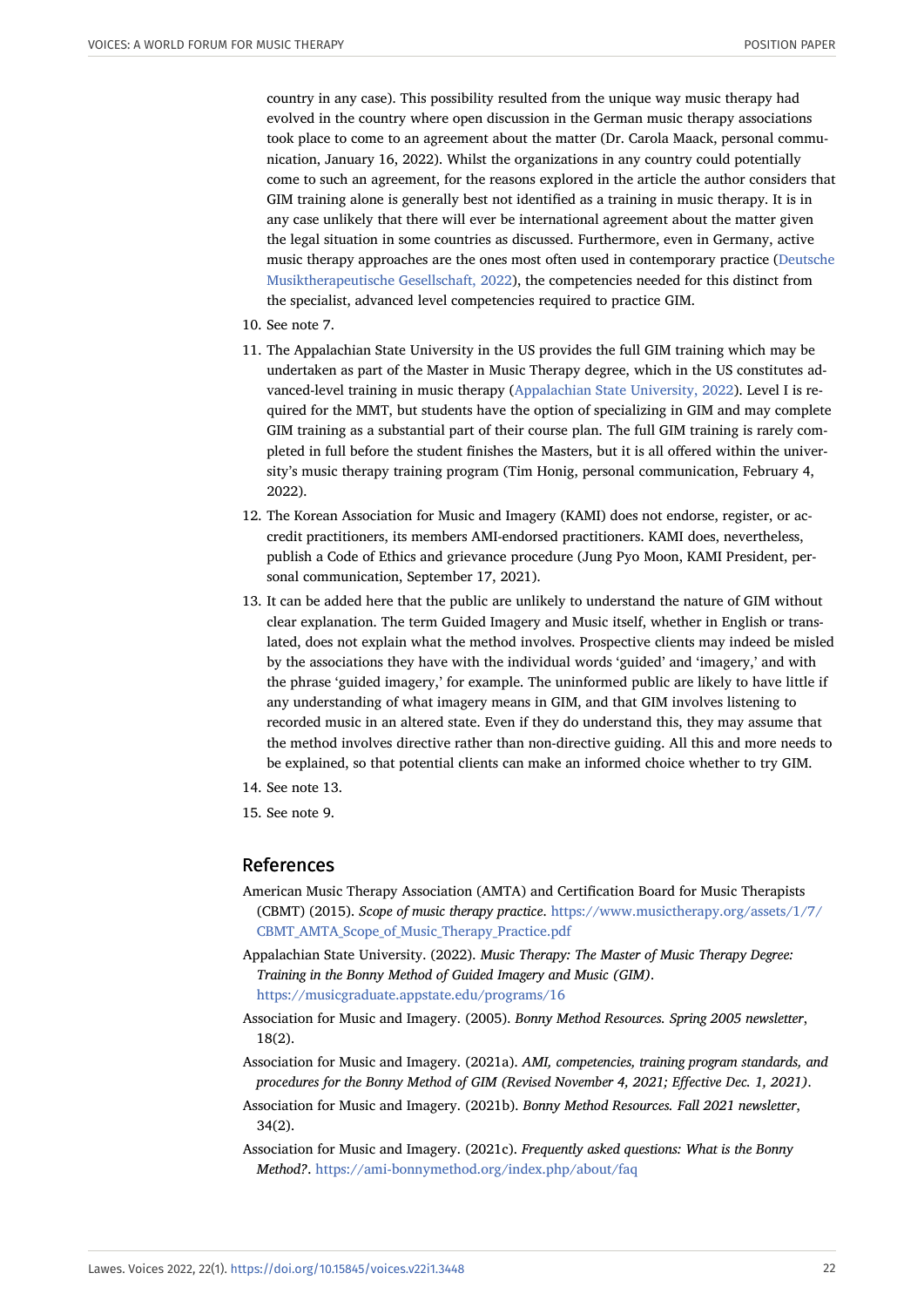country in any case). This possibility resulted from the unique way music therapy had evolved in the country where open discussion in the German music therapy associations took place to come to an agreement about the matter (Dr. Carola Maack, personal communication, January 16, 2022). Whilst the organizations in any country could potentially come to such an agreement, for the reasons explored in the article the author considers that GIM training alone is generally best not identified as a training in music therapy. It is in any case unlikely that there will ever be international agreement about the matter given the legal situation in some countries as discussed. Furthermore, even in Germany, active music therapy approaches are the ones most often used in contemporary practice (Deutsche Musiktherapeutische Gesellschaft, 2022), the competencies needed for this distinct from the specialist, advanced level competencies required to practice GIM.

10. See note 7.
11. The Appalachian State University in the US provides the full GIM training which may be undertaken as part of the Master in Music Therapy degree, which in the US constitutes advanced-level training in music therapy (Appalachian State University, 2022). Level I is required for the MMT, but students have the option of specializing in GIM and may complete GIM training as a substantial part of their course plan. The full GIM training is rarely completed in full before the student finishes the Masters, but it is all offered within the university's music therapy training program (Tim Honig, personal communication, February 4, 2022).
12. The Korean Association for Music and Imagery (KAMI) does not endorse, register, or accredit practitioners, its members AMI-endorsed practitioners. KAMI does, nevertheless, publish a Code of Ethics and grievance procedure (Jung Pyo Moon, KAMI President, personal communication, September 17, 2021).
13. It can be added here that the public are unlikely to understand the nature of GIM without clear explanation. The term Guided Imagery and Music itself, whether in English or translated, does not explain what the method involves. Prospective clients may indeed be misled by the associations they have with the individual words 'guided' and 'imagery,' and with the phrase 'guided imagery,' for example. The uninformed public are likely to have little if any understanding of what imagery means in GIM, and that GIM involves listening to recorded music in an altered state. Even if they do understand this, they may assume that the method involves directive rather than non-directive guiding. All this and more needs to be explained, so that potential clients can make an informed choice whether to try GIM.
14. See note 13.
15. See note 9.

## References

American Music Therapy Association (AMTA) and Certification Board for Music Therapists (CBMT) (2015). *Scope of music therapy practice*. https://www.musictherapy.org/assets/1/7/CBMT_AMTA_Scope_of_Music_Therapy_Practice.pdf

Appalachian State University. (2022). *Music Therapy: The Master of Music Therapy Degree: Training in the Bonny Method of Guided Imagery and Music (GIM)*. https://musicgraduate.appstate.edu/programs/16

Association for Music and Imagery. (2005). *Bonny Method Resources. Spring 2005 newsletter*, 18(2).

Association for Music and Imagery. (2021a). *AMI, competencies, training program standards, and procedures for the Bonny Method of GIM (Revised November 4, 2021; Effective Dec. 1, 2021)*.

Association for Music and Imagery. (2021b). *Bonny Method Resources. Fall 2021 newsletter*, 34(2).

Association for Music and Imagery. (2021c). *Frequently asked questions: What is the Bonny Method?*. https://ami-bonnymethod.org/index.php/about/faq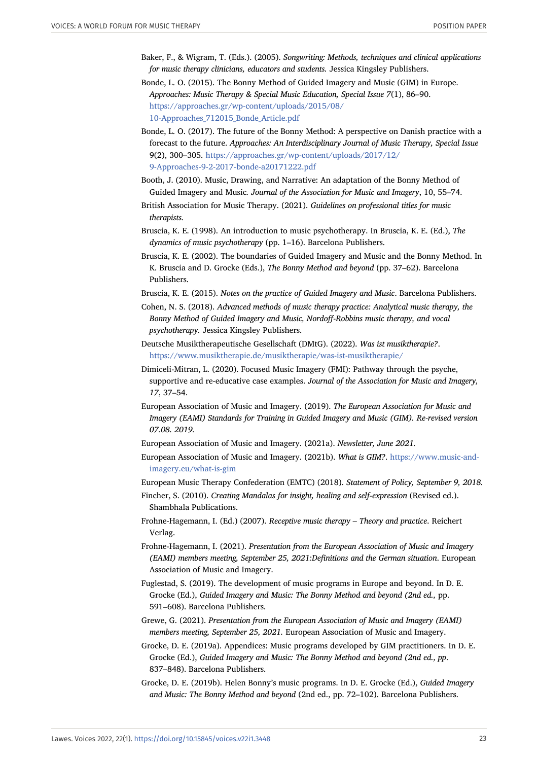Baker, F., & Wigram, T. (Eds.). (2005). *Songwriting: Methods, techniques and clinical applications for music therapy clinicians, educators and students.* Jessica Kingsley Publishers.

Bonde, L. O. (2015). The Bonny Method of Guided Imagery and Music (GIM) in Europe. *Approaches: Music Therapy & Special Music Education, Special Issue 7*(1), 86–90. https://approaches.gr/wp-content/uploads/2015/08/10-Approaches_712015_Bonde_Article.pdf

Bonde, L. O. (2017). The future of the Bonny Method: A perspective on Danish practice with a forecast to the future. *Approaches: An Interdisciplinary Journal of Music Therapy, Special Issue* 9(2), 300–305. https://approaches.gr/wp-content/uploads/2017/12/9-Approaches-9-2-2017-bonde-a20171222.pdf

Booth, J. (2010). Music, Drawing, and Narrative: An adaptation of the Bonny Method of Guided Imagery and Music. *Journal of the Association for Music and Imagery*, 10, 55–74.

British Association for Music Therapy. (2021). *Guidelines on professional titles for music therapists.*

Bruscia, K. E. (1998). An introduction to music psychotherapy. In Bruscia, K. E. (Ed.), *The dynamics of music psychotherapy* (pp. 1–16). Barcelona Publishers.

Bruscia, K. E. (2002). The boundaries of Guided Imagery and Music and the Bonny Method. In K. Bruscia and D. Grocke (Eds.), *The Bonny Method and beyond* (pp. 37–62). Barcelona Publishers.

Bruscia, K. E. (2015). *Notes on the practice of Guided Imagery and Music*. Barcelona Publishers.

Cohen, N. S. (2018). *Advanced methods of music therapy practice: Analytical music therapy, the Bonny Method of Guided Imagery and Music, Nordoff-Robbins music therapy, and vocal psychotherapy.* Jessica Kingsley Publishers.

Deutsche Musiktherapeutische Gesellschaft (DMtG). (2022). *Was ist musiktherapie?*. https://www.musiktherapie.de/musiktherapie/was-ist-musiktherapie/

Dimiceli-Mitran, L. (2020). Focused Music Imagery (FMI): Pathway through the psyche, supportive and re-educative case examples. *Journal of the Association for Music and Imagery, 17*, 37–54.

European Association of Music and Imagery. (2019). *The European Association for Music and Imagery (EAMI) Standards for Training in Guided Imagery and Music (GIM). Re-revised version 07.08. 2019.*

European Association of Music and Imagery. (2021a). *Newsletter, June 2021.*

European Association of Music and Imagery. (2021b). *What is GIM?*. https://www.music-and-imagery.eu/what-is-gim

European Music Therapy Confederation (EMTC) (2018). *Statement of Policy, September 9, 2018.*

Fincher, S. (2010). *Creating Mandalas for insight, healing and self-expression* (Revised ed.). Shambhala Publications.

Frohne-Hagemann, I. (Ed.) (2007). *Receptive music therapy – Theory and practice*. Reichert Verlag.

Frohne-Hagemann, I. (2021). *Presentation from the European Association of Music and Imagery (EAMI) members meeting, September 25, 2021:Definitions and the German situation*. European Association of Music and Imagery.

Fuglestad, S. (2019). The development of music programs in Europe and beyond. In D. E. Grocke (Ed.), *Guided Imagery and Music: The Bonny Method and beyond (2nd ed.,* pp. 591–608). Barcelona Publishers.

Grewe, G. (2021). *Presentation from the European Association of Music and Imagery (EAMI) members meeting, September 25, 2021.* European Association of Music and Imagery.

Grocke, D. E. (2019a). Appendices: Music programs developed by GIM practitioners. In D. E. Grocke (Ed.), *Guided Imagery and Music: The Bonny Method and beyond (2nd ed., pp.* 837–848). Barcelona Publishers.

Grocke, D. E. (2019b). Helen Bonny's music programs. In D. E. Grocke (Ed.), *Guided Imagery and Music: The Bonny Method and beyond* (2nd ed., pp. 72–102). Barcelona Publishers.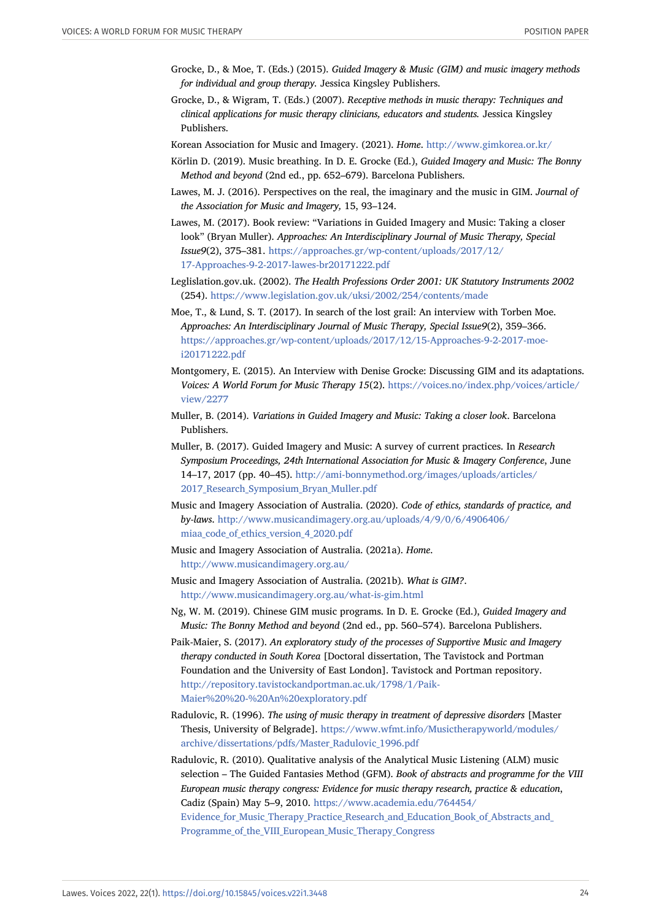Grocke, D., & Moe, T. (Eds.) (2015). *Guided Imagery & Music (GIM) and music imagery methods for individual and group therapy.* Jessica Kingsley Publishers.

Grocke, D., & Wigram, T. (Eds.) (2007). *Receptive methods in music therapy: Techniques and clinical applications for music therapy clinicians, educators and students.* Jessica Kingsley Publishers.

Korean Association for Music and Imagery. (2021). *Home*. http://www.gimkorea.or.kr/

Körlin D. (2019). Music breathing. In D. E. Grocke (Ed.), *Guided Imagery and Music: The Bonny Method and beyond* (2nd ed., pp. 652–679). Barcelona Publishers.

Lawes, M. J. (2016). Perspectives on the real, the imaginary and the music in GIM. *Journal of the Association for Music and Imagery,* 15, 93–124.

Lawes, M. (2017). Book review: "Variations in Guided Imagery and Music: Taking a closer look" (Bryan Muller). *Approaches: An Interdisciplinary Journal of Music Therapy, Special Issue9*(2), 375–381. https://approaches.gr/wp-content/uploads/2017/12/17-Approaches-9-2-2017-lawes-br20171222.pdf

Leglislation.gov.uk. (2002). *The Health Professions Order 2001: UK Statutory Instruments 2002* (254). https://www.legislation.gov.uk/uksi/2002/254/contents/made

Moe, T., & Lund, S. T. (2017). In search of the lost grail: An interview with Torben Moe. *Approaches: An Interdisciplinary Journal of Music Therapy, Special Issue9*(2), 359–366. https://approaches.gr/wp-content/uploads/2017/12/15-Approaches-9-2-2017-moe-i20171222.pdf

Montgomery, E. (2015). An Interview with Denise Grocke: Discussing GIM and its adaptations. *Voices: A World Forum for Music Therapy 15*(2). https://voices.no/index.php/voices/article/view/2277

Muller, B. (2014). *Variations in Guided Imagery and Music: Taking a closer look*. Barcelona Publishers.

Muller, B. (2017). Guided Imagery and Music: A survey of current practices. In *Research Symposium Proceedings, 24th International Association for Music & Imagery Conference*, June 14–17, 2017 (pp. 40–45). http://ami-bonnymethod.org/images/uploads/articles/2017_Research_Symposium_Bryan_Muller.pdf

Music and Imagery Association of Australia. (2020). *Code of ethics, standards of practice, and by-laws*. http://www.musicandimagery.org.au/uploads/4/9/0/6/4906406/miaa_code_of_ethics_version_4_2020.pdf

Music and Imagery Association of Australia. (2021a). *Home*. http://www.musicandimagery.org.au/

Music and Imagery Association of Australia. (2021b). *What is GIM?*. http://www.musicandimagery.org.au/what-is-gim.html

Ng, W. M. (2019). Chinese GIM music programs. In D. E. Grocke (Ed.), *Guided Imagery and Music: The Bonny Method and beyond* (2nd ed., pp. 560–574). Barcelona Publishers.

Paik-Maier, S. (2017). *An exploratory study of the processes of Supportive Music and Imagery therapy conducted in South Korea* [Doctoral dissertation, The Tavistock and Portman Foundation and the University of East London]. Tavistock and Portman repository. http://repository.tavistockandportman.ac.uk/1798/1/Paik-Maier%20%20-%20An%20exploratory.pdf

Radulovic, R. (1996). *The using of music therapy in treatment of depressive disorders* [Master Thesis, University of Belgrade]. https://www.wfmt.info/Musictherapyworld/modules/archive/dissertations/pdfs/Master_Radulovic_1996.pdf

Radulovic, R. (2010). Qualitative analysis of the Analytical Music Listening (ALM) music selection – The Guided Fantasies Method (GFM). *Book of abstracts and programme for the VIII European music therapy congress: Evidence for music therapy research, practice & education*, Cadiz (Spain) May 5–9, 2010. https://www.academia.edu/764454/Evidence_for_Music_Therapy_Practice_Research_and_Education_Book_of_Abstracts_and_Programme_of_the_VIII_European_Music_Therapy_Congress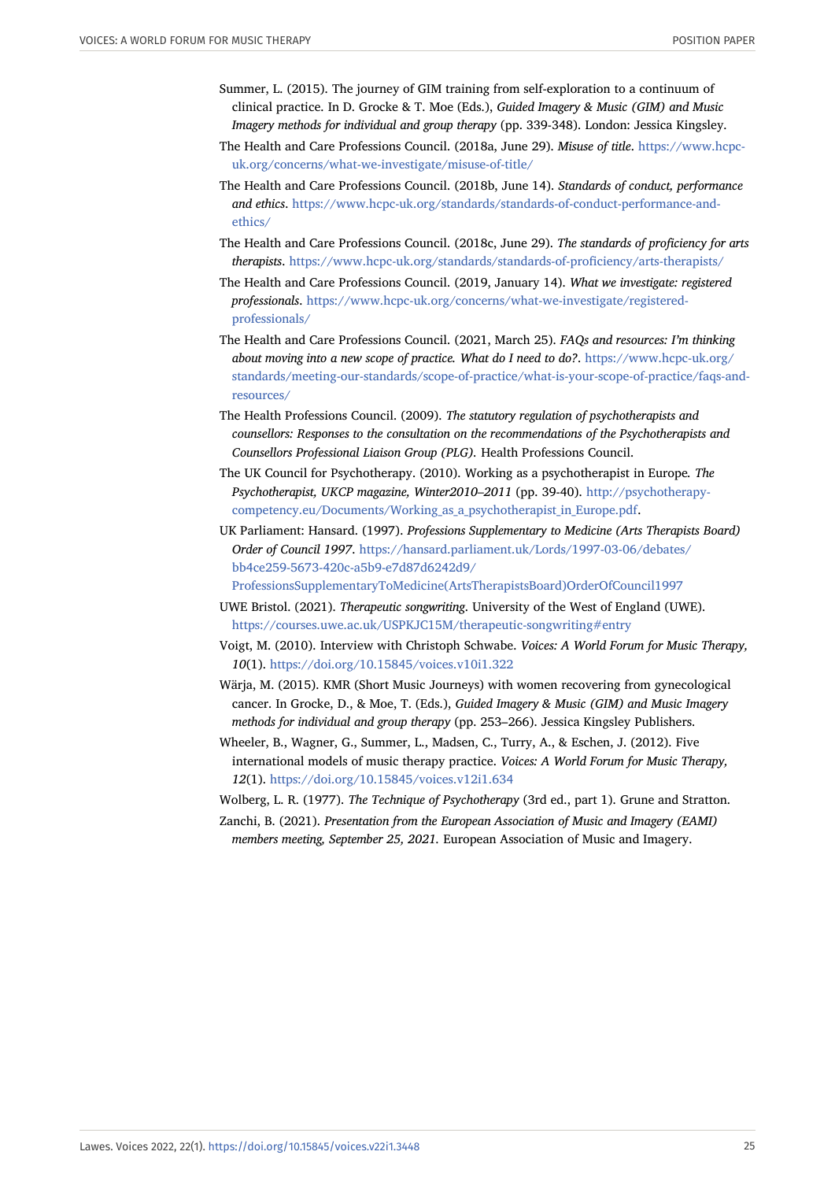Summer, L. (2015). The journey of GIM training from self-exploration to a continuum of clinical practice. In D. Grocke & T. Moe (Eds.), *Guided Imagery & Music (GIM) and Music Imagery methods for individual and group therapy* (pp. 339-348). London: Jessica Kingsley.

The Health and Care Professions Council. (2018a, June 29). *Misuse of title*. https://www.hcpc-uk.org/concerns/what-we-investigate/misuse-of-title/

The Health and Care Professions Council. (2018b, June 14). *Standards of conduct, performance and ethics*. https://www.hcpc-uk.org/standards/standards-of-conduct-performance-and-ethics/

The Health and Care Professions Council. (2018c, June 29). *The standards of proficiency for arts therapists*. https://www.hcpc-uk.org/standards/standards-of-proficiency/arts-therapists/

The Health and Care Professions Council. (2019, January 14). *What we investigate: registered professionals*. https://www.hcpc-uk.org/concerns/what-we-investigate/registered-professionals/

The Health and Care Professions Council. (2021, March 25). *FAQs and resources: I'm thinking about moving into a new scope of practice. What do I need to do?*. https://www.hcpc-uk.org/standards/meeting-our-standards/scope-of-practice/what-is-your-scope-of-practice/faqs-and-resources/

The Health Professions Council. (2009). *The statutory regulation of psychotherapists and counsellors: Responses to the consultation on the recommendations of the Psychotherapists and Counsellors Professional Liaison Group (PLG).* Health Professions Council.

The UK Council for Psychotherapy. (2010). Working as a psychotherapist in Europe. *The Psychotherapist, UKCP magazine, Winter2010–2011* (pp. 39-40). http://psychotherapy-competency.eu/Documents/Working_as_a_psychotherapist_in_Europe.pdf.

UK Parliament: Hansard. (1997). *Professions Supplementary to Medicine (Arts Therapists Board) Order of Council 1997*. https://hansard.parliament.uk/Lords/1997-03-06/debates/bb4ce259-5673-420c-a5b9-e7d87d6242d9/ProfessionsSupplementaryToMedicine(ArtsTherapistsBoard)OrderOfCouncil1997

UWE Bristol. (2021). *Therapeutic songwriting*. University of the West of England (UWE). https://courses.uwe.ac.uk/USPKJC15M/therapeutic-songwriting#entry

Voigt, M. (2010). Interview with Christoph Schwabe. *Voices: A World Forum for Music Therapy, 10*(1). https://doi.org/10.15845/voices.v10i1.322

Wärja, M. (2015). KMR (Short Music Journeys) with women recovering from gynecological cancer. In Grocke, D., & Moe, T. (Eds.), *Guided Imagery & Music (GIM) and Music Imagery methods for individual and group therapy* (pp. 253–266). Jessica Kingsley Publishers.

Wheeler, B., Wagner, G., Summer, L., Madsen, C., Turry, A., & Eschen, J. (2012). Five international models of music therapy practice. *Voices: A World Forum for Music Therapy, 12*(1). https://doi.org/10.15845/voices.v12i1.634

Wolberg, L. R. (1977). *The Technique of Psychotherapy* (3rd ed., part 1). Grune and Stratton.

Zanchi, B. (2021). *Presentation from the European Association of Music and Imagery (EAMI) members meeting, September 25, 2021.* European Association of Music and Imagery.